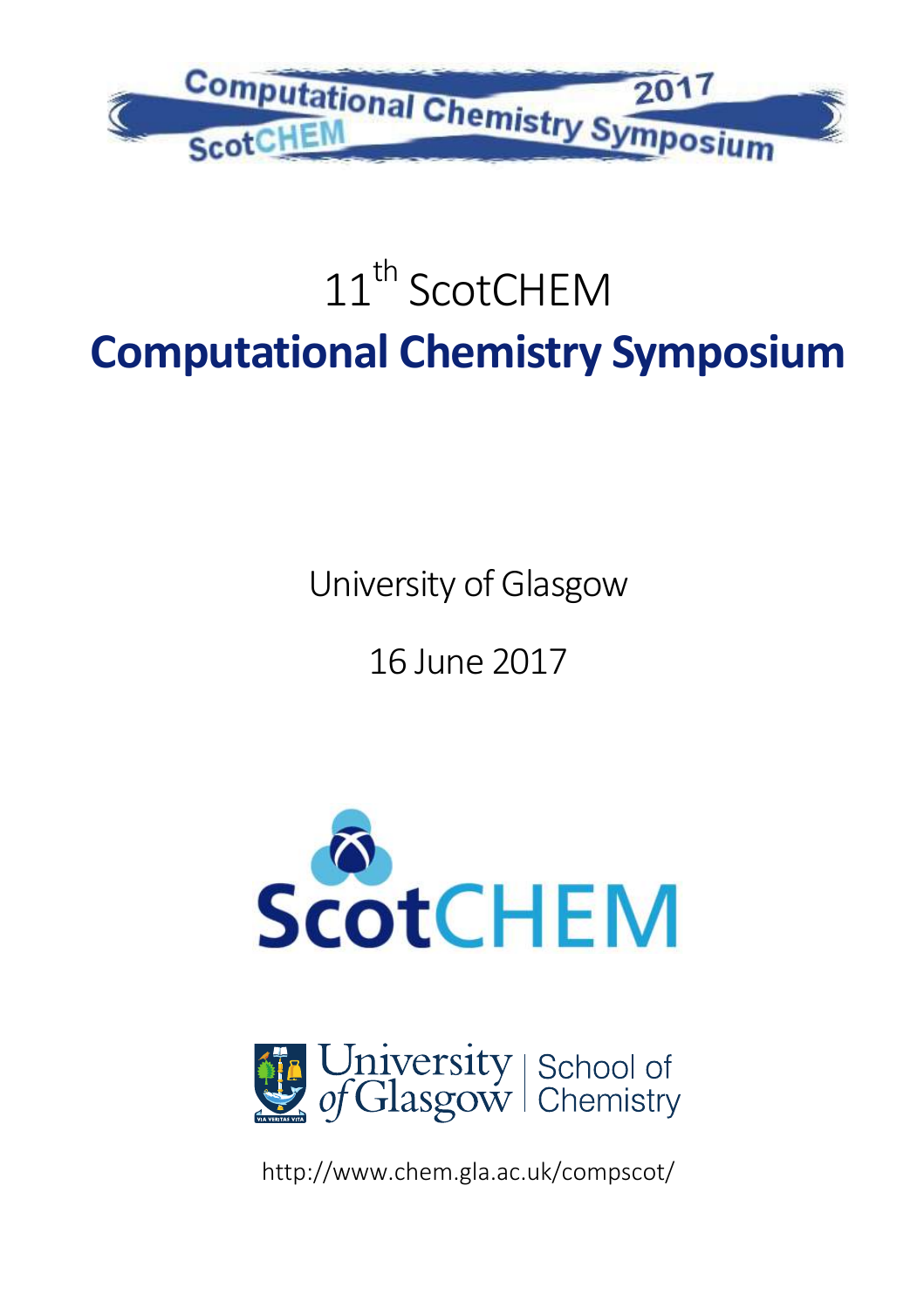Computational Chemistry Symposium 2017 ScotCHEM

# 11th ScotCHEM

# Computational Chemistry Symposium

University of Glasgow

16 June 2017

ScotCHEM

University of Glasgow | School of Chemistry

http://www.chem.gla.ac.uk/compscot/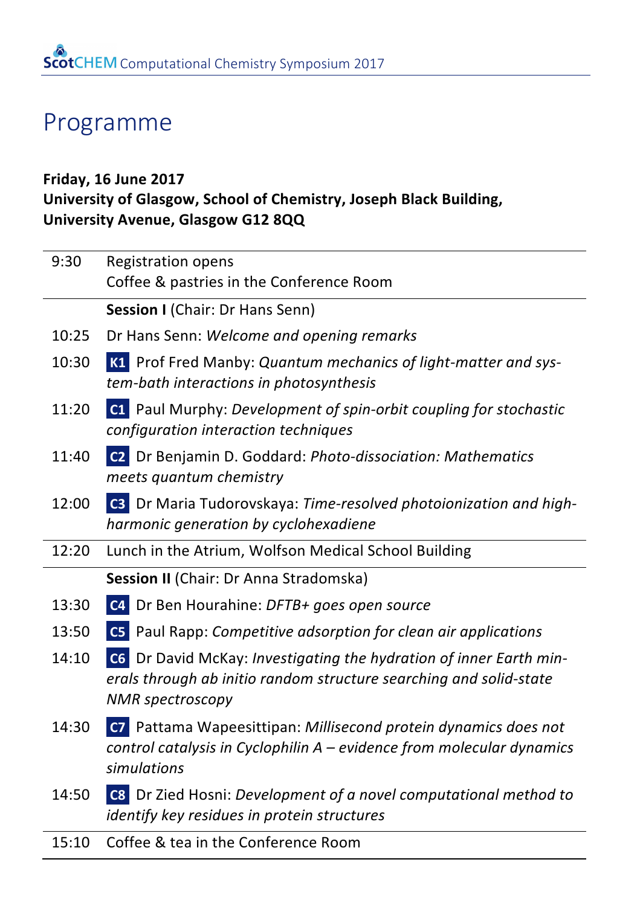# Programme

**Friday, 16 June 2017**
**University of Glasgow, School of Chemistry, Joseph Black Building, University Avenue, Glasgow G12 8QQ**

| | |
|---|---|
| 9:30 | Registration opens<br>Coffee & pastries in the Conference Room |
| | **Session I** (Chair: Dr Hans Senn) |
| 10:25 | Dr Hans Senn: *Welcome and opening remarks* |
| 10:30 | **K1** Prof Fred Manby: *Quantum mechanics of light-matter and system-bath interactions in photosynthesis* |
| 11:20 | **C1** Paul Murphy: *Development of spin-orbit coupling for stochastic configuration interaction techniques* |
| 11:40 | **C2** Dr Benjamin D. Goddard: *Photo-dissociation: Mathematics meets quantum chemistry* |
| 12:00 | **C3** Dr Maria Tudorovskaya: *Time-resolved photoionization and high-harmonic generation by cyclohexadiene* |
| 12:20 | Lunch in the Atrium, Wolfson Medical School Building |
| | **Session II** (Chair: Dr Anna Stradomska) |
| 13:30 | **C4** Dr Ben Hourahine: *DFTB+ goes open source* |
| 13:50 | **C5** Paul Rapp: *Competitive adsorption for clean air applications* |
| 14:10 | **C6** Dr David McKay: *Investigating the hydration of inner Earth minerals through ab initio random structure searching and solid-state NMR spectroscopy* |
| 14:30 | **C7** Pattama Wapeesittipan: *Millisecond protein dynamics does not control catalysis in Cyclophilin A – evidence from molecular dynamics simulations* |
| 14:50 | **C8** Dr Zied Hosni: *Development of a novel computational method to identify key residues in protein structures* |
| 15:10 | Coffee & tea in the Conference Room |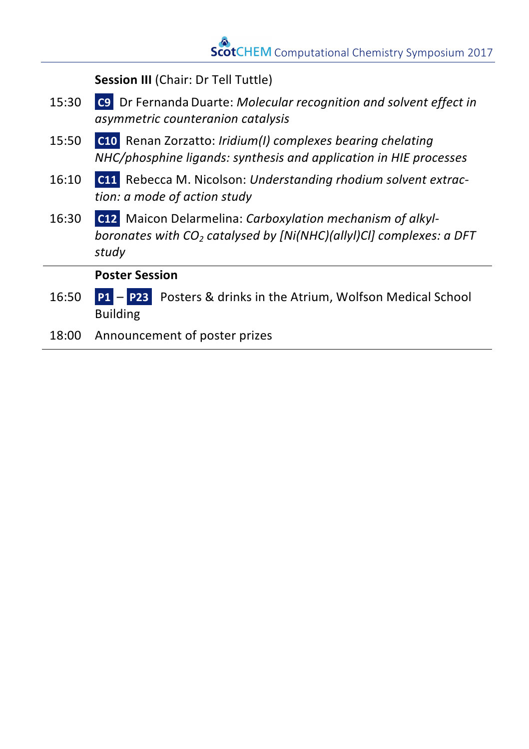**Session III** (Chair: Dr Tell Tuttle)

| | |
|---|---|
| 15:30 | **C9** Dr Fernanda Duarte: *Molecular recognition and solvent effect in asymmetric counteranion catalysis* |
| 15:50 | **C10** Renan Zorzatto: *Iridium(I) complexes bearing chelating NHC/phosphine ligands: synthesis and application in HIE processes* |
| 16:10 | **C11** Rebecca M. Nicolson: *Understanding rhodium solvent extraction: a mode of action study* |
| 16:30 | **C12** Maicon Delarmelina: *Carboxylation mechanism of alkylboronates with $CO_2$ catalysed by [Ni(NHC)(allyl)Cl] complexes: a DFT study* |

**Poster Session**

| | |
|---|---|
| 16:50 | **P1** – **P23** Posters & drinks in the Atrium, Wolfson Medical School Building |
| 18:00 | Announcement of poster prizes |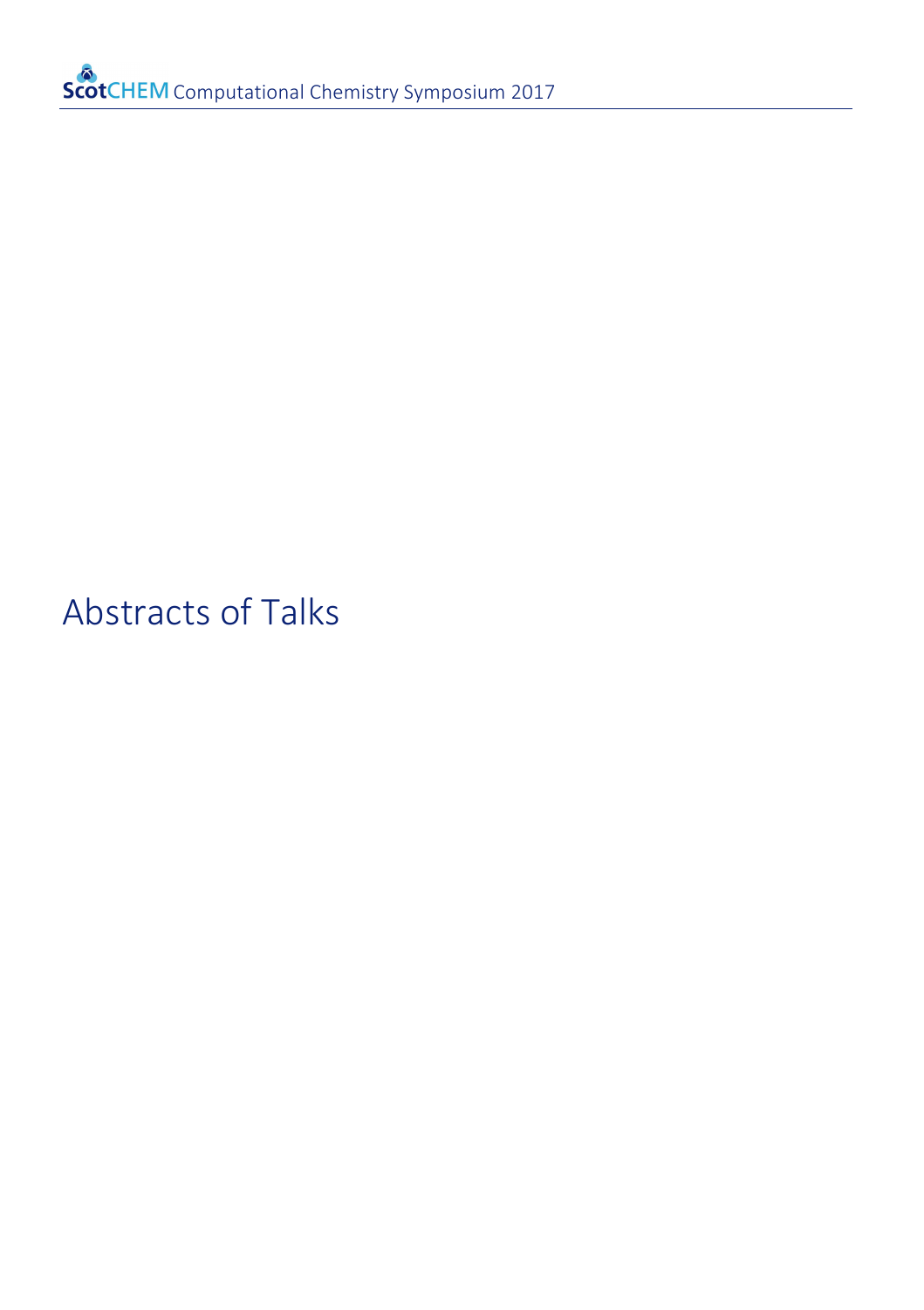# Abstracts of Talks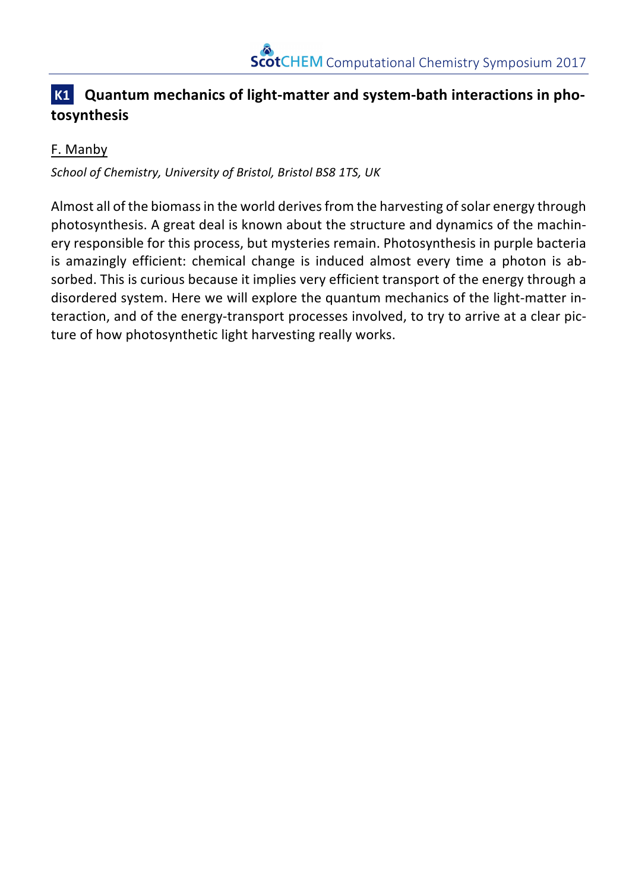## K1 Quantum mechanics of light-matter and system-bath interactions in photosynthesis

F. Manby

*School of Chemistry, University of Bristol, Bristol BS8 1TS, UK*

Almost all of the biomass in the world derives from the harvesting of solar energy through photosynthesis. A great deal is known about the structure and dynamics of the machinery responsible for this process, but mysteries remain. Photosynthesis in purple bacteria is amazingly efficient: chemical change is induced almost every time a photon is absorbed. This is curious because it implies very efficient transport of the energy through a disordered system. Here we will explore the quantum mechanics of the light-matter interaction, and of the energy-transport processes involved, to try to arrive at a clear picture of how photosynthetic light harvesting really works.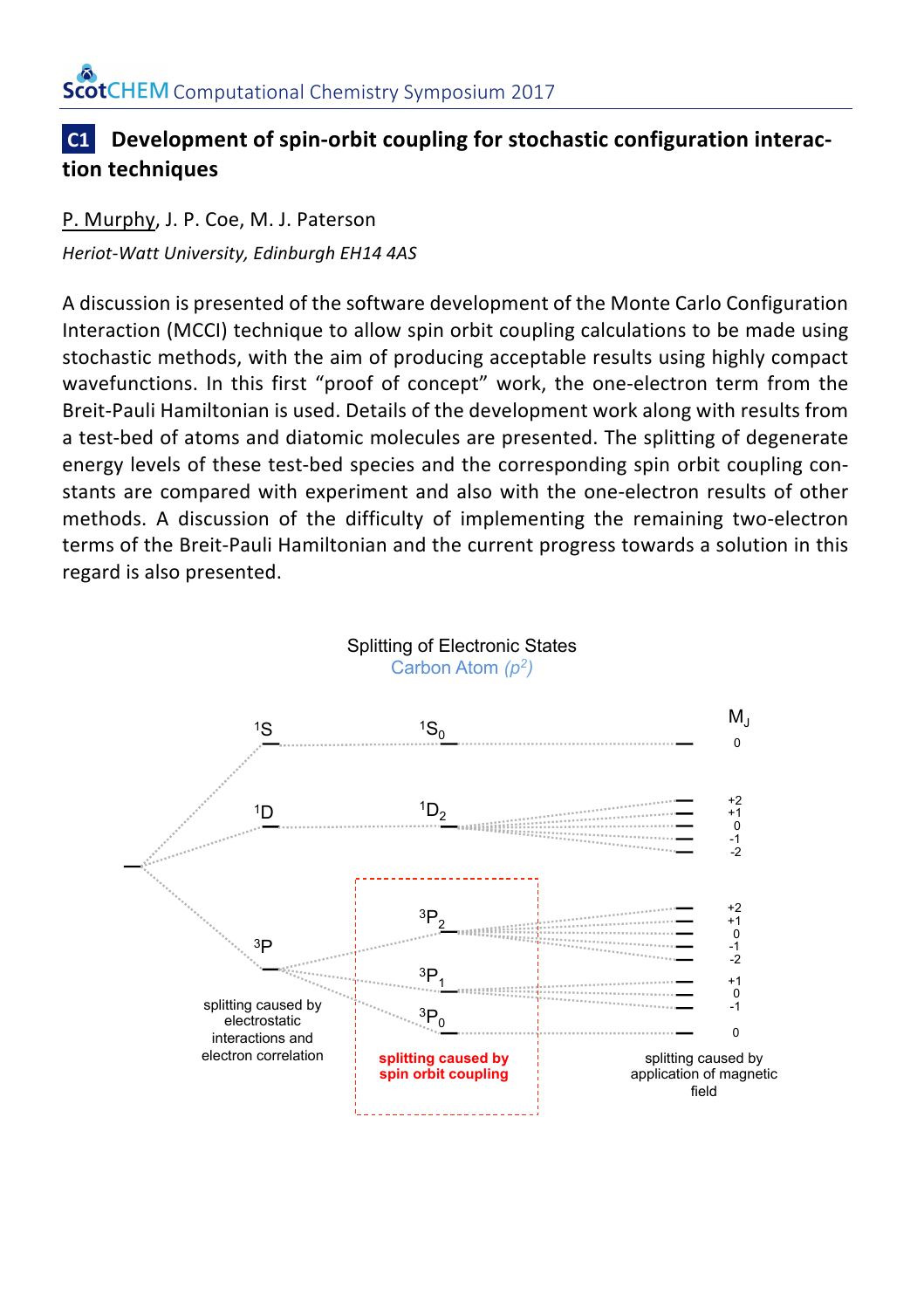## C1 Development of spin-orbit coupling for stochastic configuration interaction techniques

P. Murphy, J. P. Coe, M. J. Paterson

*Heriot-Watt University, Edinburgh EH14 4AS*

A discussion is presented of the software development of the Monte Carlo Configuration Interaction (MCCI) technique to allow spin orbit coupling calculations to be made using stochastic methods, with the aim of producing acceptable results using highly compact wavefunctions. In this first "proof of concept" work, the one-electron term from the Breit-Pauli Hamiltonian is used. Details of the development work along with results from a test-bed of atoms and diatomic molecules are presented. The splitting of degenerate energy levels of these test-bed species and the corresponding spin orbit coupling constants are compared with experiment and also with the one-electron results of other methods. A discussion of the difficulty of implementing the remaining two-electron terms of the Breit-Pauli Hamiltonian and the current progress towards a solution in this regard is also presented.

Splitting of Electronic States

Carbon Atom *($p^2$)*

| | | $M_J$ |
|---|---|---|
| $^1S$ | $^1S_0$ | 0 |
| $^1D$ | $^1D_2$ | +2, +1, 0, -1, -2 |
| $^3P$ | $^3P_2$ | +2, +1, 0, -1, -2 |
| | $^3P_1$ | +1, 0, -1 |
| | $^3P_0$ | 0 |
| splitting caused by electrostatic interactions and electron correlation | **splitting caused by spin orbit coupling** | splitting caused by application of magnetic field |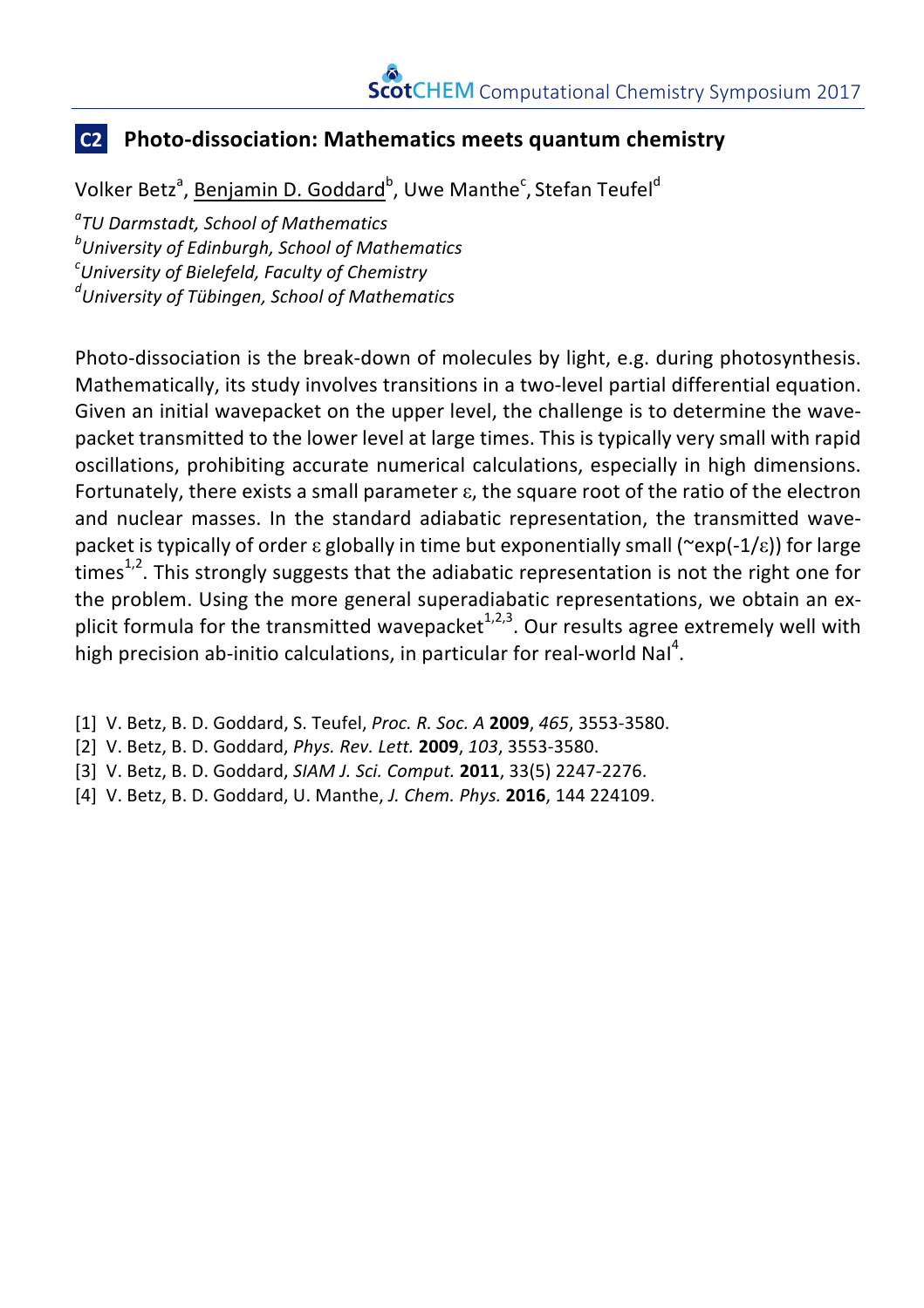## C2 Photo-dissociation: Mathematics meets quantum chemistry

Volker Betz[a], Benjamin D. Goddard[b], Uwe Manthe[c], Stefan Teufel[d]

[a] *TU Darmstadt, School of Mathematics*
[b] *University of Edinburgh, School of Mathematics*
[c] *University of Bielefeld, Faculty of Chemistry*
[d] *University of Tübingen, School of Mathematics*

Photo-dissociation is the break-down of molecules by light, e.g. during photosynthesis. Mathematically, its study involves transitions in a two-level partial differential equation. Given an initial wavepacket on the upper level, the challenge is to determine the wavepacket transmitted to the lower level at large times. This is typically very small with rapid oscillations, prohibiting accurate numerical calculations, especially in high dimensions. Fortunately, there exists a small parameter $\varepsilon$, the square root of the ratio of the electron and nuclear masses. In the standard adiabatic representation, the transmitted wavepacket is typically of order $\varepsilon$ globally in time but exponentially small ($\sim\exp(-1/\varepsilon)$) for large times[1,2]. This strongly suggests that the adiabatic representation is not the right one for the problem. Using the more general superadiabatic representations, we obtain an explicit formula for the transmitted wavepacket[1,2,3]. Our results agree extremely well with high precision ab-initio calculations, in particular for real-world NaI[4].

[1] V. Betz, B. D. Goddard, S. Teufel, *Proc. R. Soc. A* **2009**, *465*, 3553-3580.
[2] V. Betz, B. D. Goddard, *Phys. Rev. Lett.* **2009**, *103*, 3553-3580.
[3] V. Betz, B. D. Goddard, *SIAM J. Sci. Comput.* **2011**, 33(5) 2247-2276.
[4] V. Betz, B. D. Goddard, U. Manthe, *J. Chem. Phys.* **2016**, 144 224109.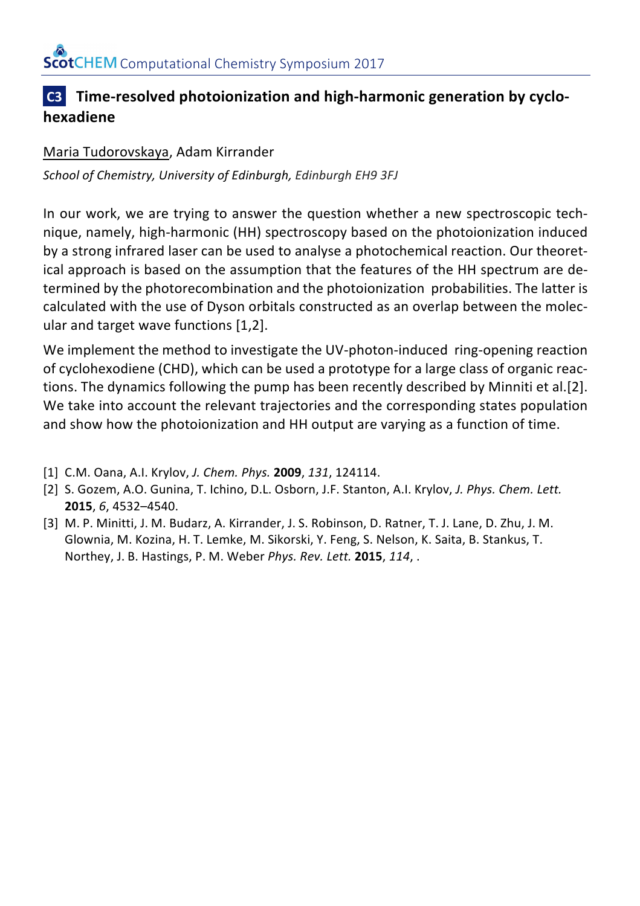## C3 Time-resolved photoionization and high-harmonic generation by cyclo-hexadiene

Maria Tudorovskaya, Adam Kirrander

*School of Chemistry, University of Edinburgh, Edinburgh EH9 3FJ*

In our work, we are trying to answer the question whether a new spectroscopic technique, namely, high-harmonic (HH) spectroscopy based on the photoionization induced by a strong infrared laser can be used to analyse a photochemical reaction. Our theoretical approach is based on the assumption that the features of the HH spectrum are determined by the photorecombination and the photoionization probabilities. The latter is calculated with the use of Dyson orbitals constructed as an overlap between the molecular and target wave functions [1,2].

We implement the method to investigate the UV-photon-induced ring-opening reaction of cyclohexodiene (CHD), which can be used a prototype for a large class of organic reactions. The dynamics following the pump has been recently described by Minniti et al.[2]. We take into account the relevant trajectories and the corresponding states population and show how the photoionization and HH output are varying as a function of time.

[1] C.M. Oana, A.I. Krylov, *J. Chem. Phys.* **2009**, *131*, 124114.

[2] S. Gozem, A.O. Gunina, T. Ichino, D.L. Osborn, J.F. Stanton, A.I. Krylov, *J. Phys. Chem. Lett.* **2015**, *6*, 4532–4540.

[3] M. P. Minitti, J. M. Budarz, A. Kirrander, J. S. Robinson, D. Ratner, T. J. Lane, D. Zhu, J. M. Glownia, M. Kozina, H. T. Lemke, M. Sikorski, Y. Feng, S. Nelson, K. Saita, B. Stankus, T. Northey, J. B. Hastings, P. M. Weber *Phys. Rev. Lett.* **2015**, *114*, .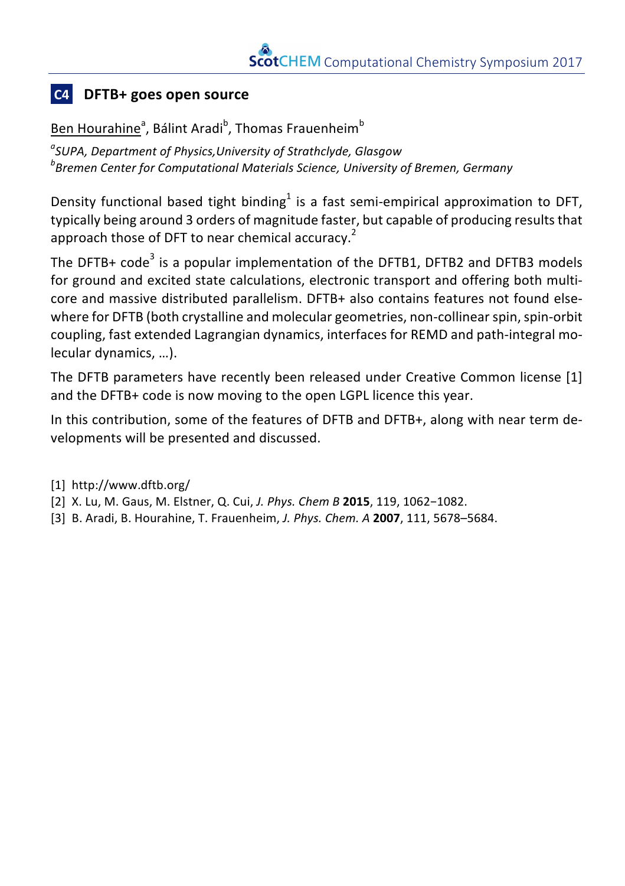## C4 DFTB+ goes open source

Ben Hourahine[a], Bálint Aradi[b], Thomas Frauenheim[b]

[a] *SUPA, Department of Physics,University of Strathclyde, Glasgow*
[b] *Bremen Center for Computational Materials Science, University of Bremen, Germany*

Density functional based tight binding[1] is a fast semi-empirical approximation to DFT, typically being around 3 orders of magnitude faster, but capable of producing results that approach those of DFT to near chemical accuracy.[2]

The DFTB+ code[3] is a popular implementation of the DFTB1, DFTB2 and DFTB3 models for ground and excited state calculations, electronic transport and offering both multi-core and massive distributed parallelism. DFTB+ also contains features not found elsewhere for DFTB (both crystalline and molecular geometries, non-collinear spin, spin-orbit coupling, fast extended Lagrangian dynamics, interfaces for REMD and path-integral molecular dynamics, …).

The DFTB parameters have recently been released under Creative Common license [1] and the DFTB+ code is now moving to the open LGPL licence this year.

In this contribution, some of the features of DFTB and DFTB+, along with near term developments will be presented and discussed.

[1] http://www.dftb.org/
[2] X. Lu, M. Gaus, M. Elstner, Q. Cui, *J. Phys. Chem B* **2015**, 119, 1062−1082.
[3] B. Aradi, B. Hourahine, T. Frauenheim, *J. Phys. Chem. A* **2007**, 111, 5678–5684.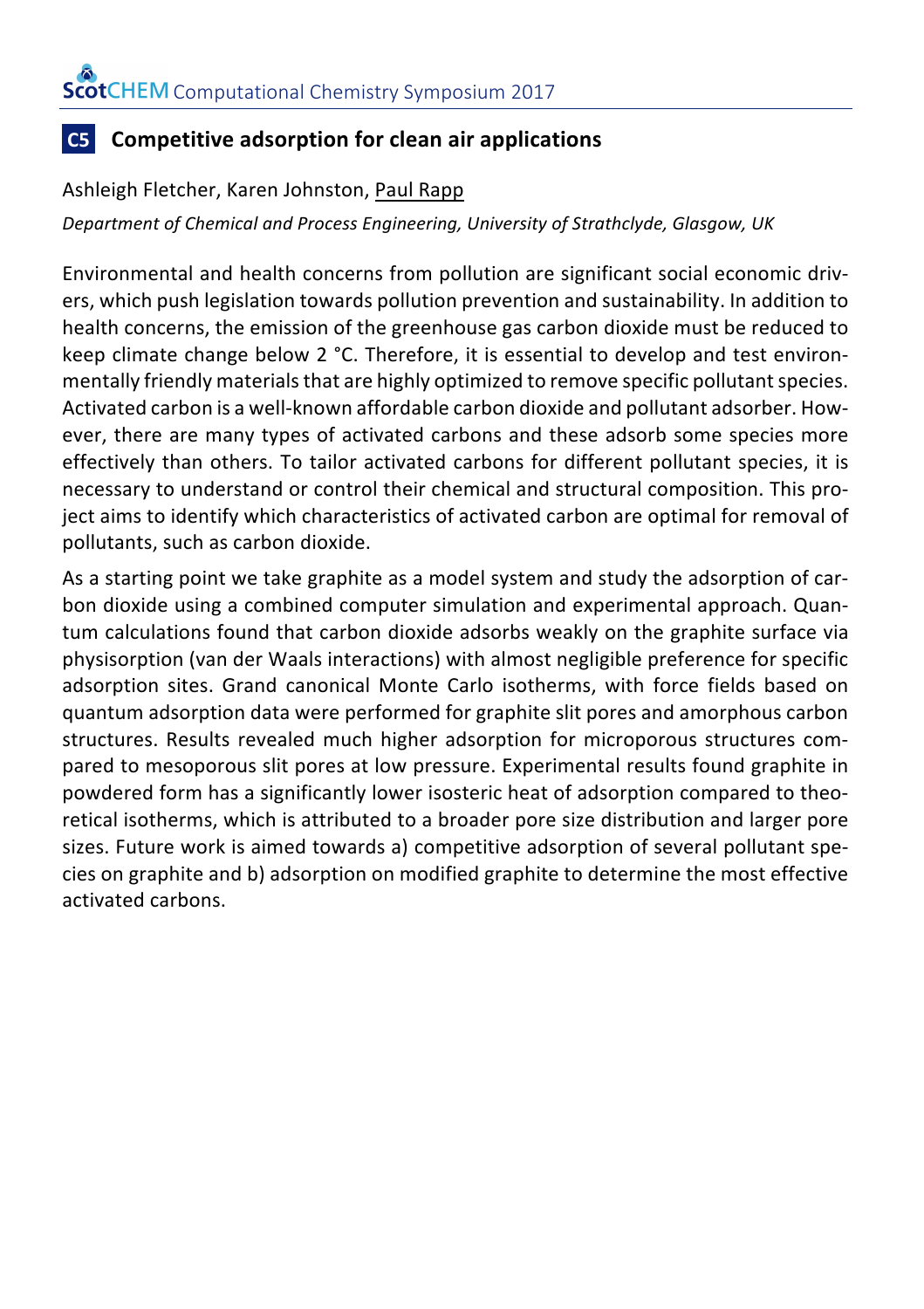## C5 Competitive adsorption for clean air applications

Ashleigh Fletcher, Karen Johnston, Paul Rapp

*Department of Chemical and Process Engineering, University of Strathclyde, Glasgow, UK*

Environmental and health concerns from pollution are significant social economic drivers, which push legislation towards pollution prevention and sustainability. In addition to health concerns, the emission of the greenhouse gas carbon dioxide must be reduced to keep climate change below 2 °C. Therefore, it is essential to develop and test environmentally friendly materials that are highly optimized to remove specific pollutant species. Activated carbon is a well-known affordable carbon dioxide and pollutant adsorber. However, there are many types of activated carbons and these adsorb some species more effectively than others. To tailor activated carbons for different pollutant species, it is necessary to understand or control their chemical and structural composition. This project aims to identify which characteristics of activated carbon are optimal for removal of pollutants, such as carbon dioxide.

As a starting point we take graphite as a model system and study the adsorption of carbon dioxide using a combined computer simulation and experimental approach. Quantum calculations found that carbon dioxide adsorbs weakly on the graphite surface via physisorption (van der Waals interactions) with almost negligible preference for specific adsorption sites. Grand canonical Monte Carlo isotherms, with force fields based on quantum adsorption data were performed for graphite slit pores and amorphous carbon structures. Results revealed much higher adsorption for microporous structures compared to mesoporous slit pores at low pressure. Experimental results found graphite in powdered form has a significantly lower isosteric heat of adsorption compared to theoretical isotherms, which is attributed to a broader pore size distribution and larger pore sizes. Future work is aimed towards a) competitive adsorption of several pollutant species on graphite and b) adsorption on modified graphite to determine the most effective activated carbons.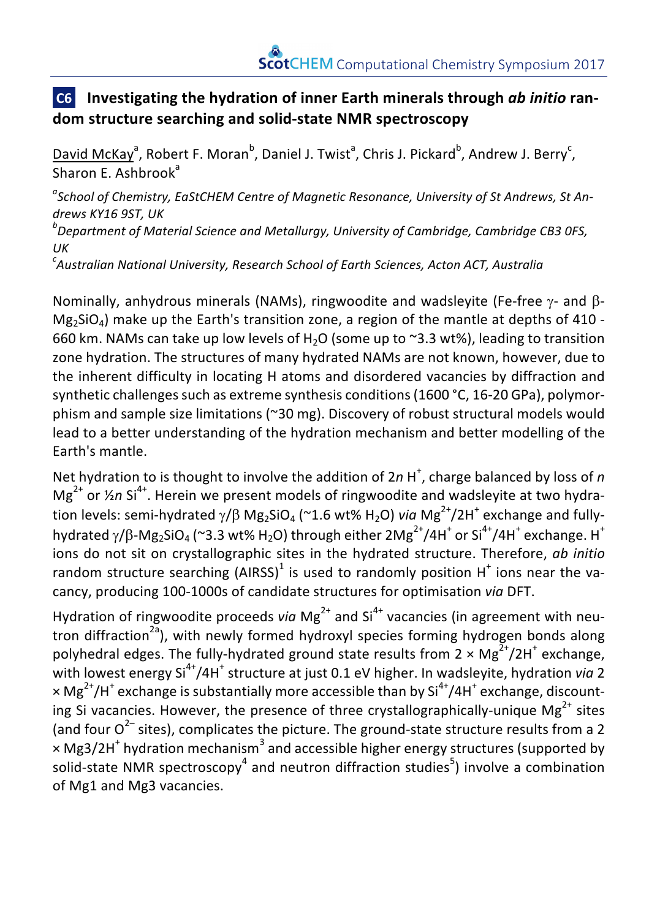## C6 Investigating the hydration of inner Earth minerals through *ab initio* random structure searching and solid-state NMR spectroscopy

David McKay[a], Robert F. Moran[b], Daniel J. Twist[a], Chris J. Pickard[b], Andrew J. Berry[c], Sharon E. Ashbrook[a]

[a]*School of Chemistry, EaStCHEM Centre of Magnetic Resonance, University of St Andrews, St Andrews KY16 9ST, UK*

[b]*Department of Material Science and Metallurgy, University of Cambridge, Cambridge CB3 0FS, UK*

[c]*Australian National University, Research School of Earth Sciences, Acton ACT, Australia*

Nominally, anhydrous minerals (NAMs), ringwoodite and wadsleyite (Fe-free $\gamma$- and $\beta$-$Mg_2SiO_4$) make up the Earth's transition zone, a region of the mantle at depths of 410 - 660 km. NAMs can take up low levels of $H_2O$ (some up to ~3.3 wt%), leading to transition zone hydration. The structures of many hydrated NAMs are not known, however, due to the inherent difficulty in locating H atoms and disordered vacancies by diffraction and synthetic challenges such as extreme synthesis conditions (1600 °C, 16-20 GPa), polymorphism and sample size limitations (~30 mg). Discovery of robust structural models would lead to a better understanding of the hydration mechanism and better modelling of the Earth's mantle.

Net hydration to is thought to involve the addition of 2*n* $H^+$, charge balanced by loss of *n* $Mg^{2+}$ or ½*n* $Si^{4+}$. Herein we present models of ringwoodite and wadsleyite at two hydration levels: semi-hydrated $\gamma/\beta$ $Mg_2SiO_4$ (~1.6 wt% $H_2O$) *via* $Mg^{2+}/2H^+$ exchange and fully-hydrated $\gamma/\beta$-$Mg_2SiO_4$ (~3.3 wt% $H_2O$) through either $2Mg^{2+}/4H^+$ or $Si^{4+}/4H^+$ exchange. $H^+$ ions do not sit on crystallographic sites in the hydrated structure. Therefore, *ab initio* random structure searching (AIRSS)[1] is used to randomly position $H^+$ ions near the vacancy, producing 100-1000s of candidate structures for optimisation *via* DFT.

Hydration of ringwoodite proceeds *via* $Mg^{2+}$ and $Si^{4+}$ vacancies (in agreement with neutron diffraction[2a]), with newly formed hydroxyl species forming hydrogen bonds along polyhedral edges. The fully-hydrated ground state results from 2 × $Mg^{2+}/2H^+$ exchange, with lowest energy $Si^{4+}/4H^+$ structure at just 0.1 eV higher. In wadsleyite, hydration *via* 2 × $Mg^{2+}/H^+$ exchange is substantially more accessible than by $Si^{4+}/4H^+$ exchange, discounting Si vacancies. However, the presence of three crystallographically-unique $Mg^{2+}$ sites (and four $O^{2-}$ sites), complicates the picture. The ground-state structure results from a 2 × $Mg3/2H^+$ hydration mechanism[3] and accessible higher energy structures (supported by solid-state NMR spectroscopy[4] and neutron diffraction studies[5]) involve a combination of Mg1 and Mg3 vacancies.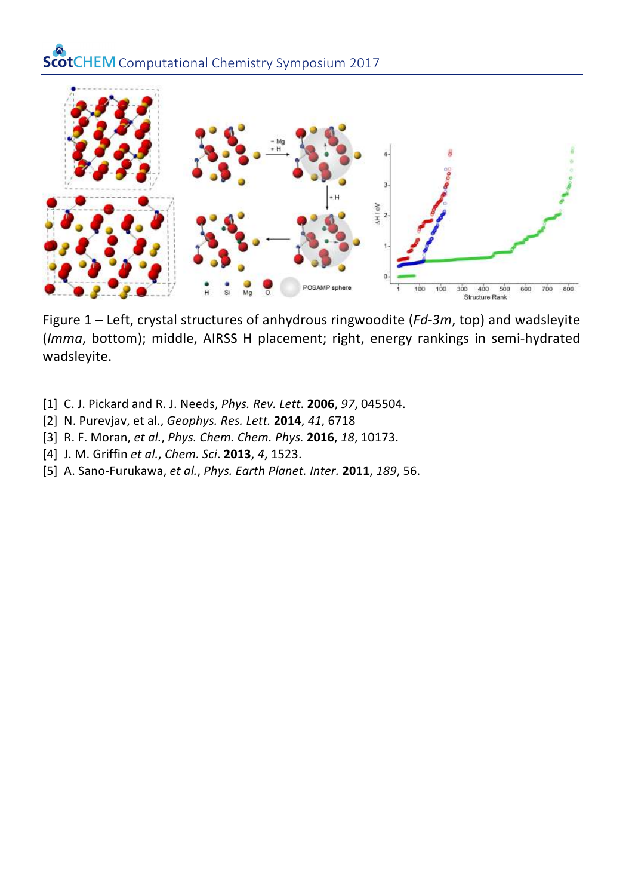Figure 1 – Left, crystal structures of anhydrous ringwoodite (*Fd-3m*, top) and wadsleyite (*Imma*, bottom); middle, AIRSS H placement; right, energy rankings in semi-hydrated wadsleyite.

[1] C. J. Pickard and R. J. Needs, *Phys. Rev. Lett*. **2006**, *97*, 045504.
[2] N. Purevjav, et al., *Geophys. Res. Lett.* **2014**, *41*, 6718
[3] R. F. Moran, *et al.*, *Phys. Chem. Chem. Phys.* **2016**, *18*, 10173.
[4] J. M. Griffin *et al.*, *Chem. Sci*. **2013**, *4*, 1523.
[5] A. Sano-Furukawa, *et al.*, *Phys. Earth Planet. Inter.* **2011**, *189*, 56.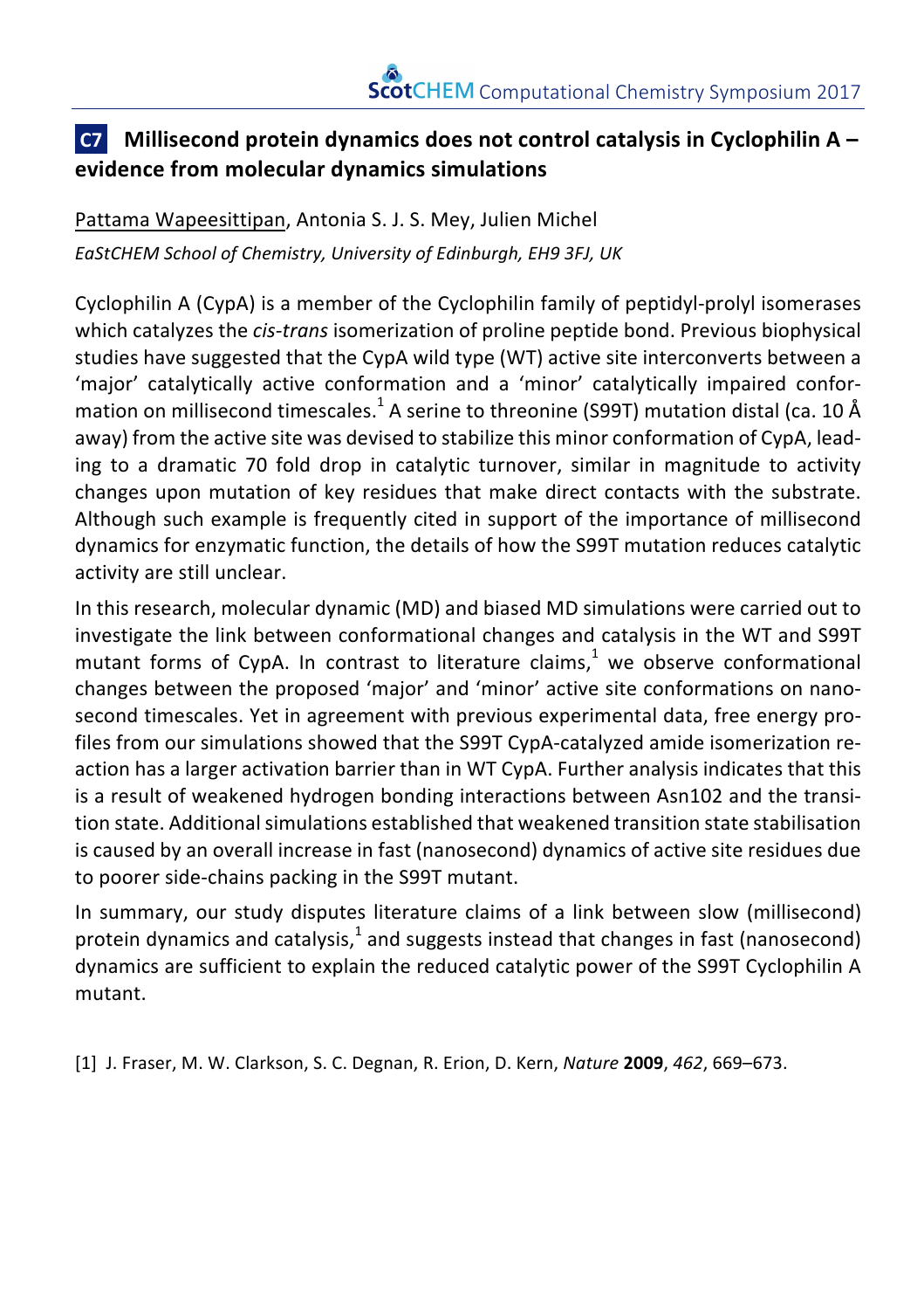## C7 Millisecond protein dynamics does not control catalysis in Cyclophilin A – evidence from molecular dynamics simulations

Pattama Wapeesittipan, Antonia S. J. S. Mey, Julien Michel

*EaStCHEM School of Chemistry, University of Edinburgh, EH9 3FJ, UK*

Cyclophilin A (CypA) is a member of the Cyclophilin family of peptidyl-prolyl isomerases which catalyzes the *cis-trans* isomerization of proline peptide bond. Previous biophysical studies have suggested that the CypA wild type (WT) active site interconverts between a 'major' catalytically active conformation and a 'minor' catalytically impaired conformation on millisecond timescales.[1] A serine to threonine (S99T) mutation distal (ca. 10 Å away) from the active site was devised to stabilize this minor conformation of CypA, leading to a dramatic 70 fold drop in catalytic turnover, similar in magnitude to activity changes upon mutation of key residues that make direct contacts with the substrate. Although such example is frequently cited in support of the importance of millisecond dynamics for enzymatic function, the details of how the S99T mutation reduces catalytic activity are still unclear.

In this research, molecular dynamic (MD) and biased MD simulations were carried out to investigate the link between conformational changes and catalysis in the WT and S99T mutant forms of CypA. In contrast to literature claims,[1] we observe conformational changes between the proposed 'major' and 'minor' active site conformations on nanosecond timescales. Yet in agreement with previous experimental data, free energy profiles from our simulations showed that the S99T CypA-catalyzed amide isomerization reaction has a larger activation barrier than in WT CypA. Further analysis indicates that this is a result of weakened hydrogen bonding interactions between Asn102 and the transition state. Additional simulations established that weakened transition state stabilisation is caused by an overall increase in fast (nanosecond) dynamics of active site residues due to poorer side-chains packing in the S99T mutant.

In summary, our study disputes literature claims of a link between slow (millisecond) protein dynamics and catalysis,[1] and suggests instead that changes in fast (nanosecond) dynamics are sufficient to explain the reduced catalytic power of the S99T Cyclophilin A mutant.

[1] J. Fraser, M. W. Clarkson, S. C. Degnan, R. Erion, D. Kern, *Nature* **2009**, *462*, 669–673.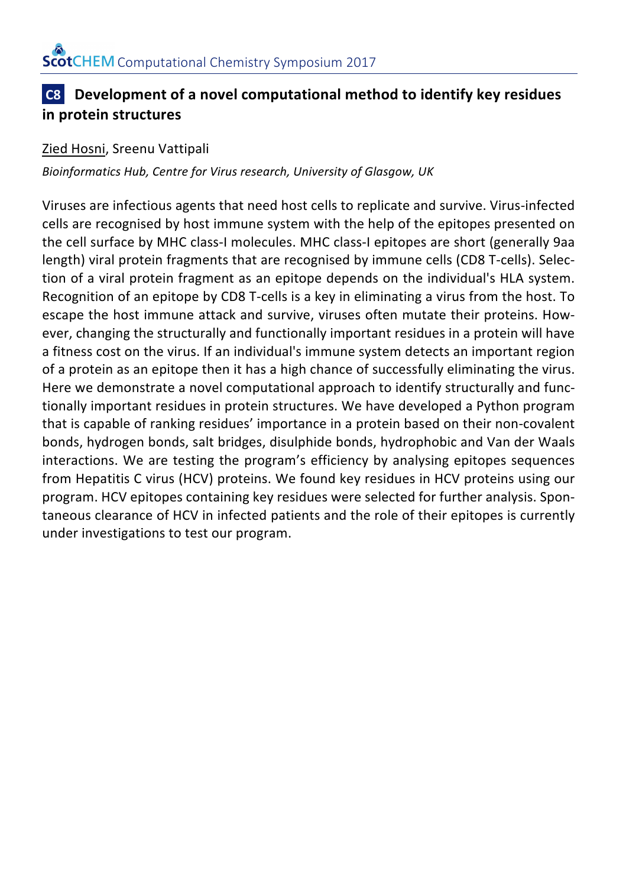## C8 Development of a novel computational method to identify key residues in protein structures

Zied Hosni, Sreenu Vattipali

*Bioinformatics Hub, Centre for Virus research, University of Glasgow, UK*

Viruses are infectious agents that need host cells to replicate and survive. Virus-infected cells are recognised by host immune system with the help of the epitopes presented on the cell surface by MHC class-I molecules. MHC class-I epitopes are short (generally 9aa length) viral protein fragments that are recognised by immune cells (CD8 T-cells). Selection of a viral protein fragment as an epitope depends on the individual's HLA system. Recognition of an epitope by CD8 T-cells is a key in eliminating a virus from the host. To escape the host immune attack and survive, viruses often mutate their proteins. However, changing the structurally and functionally important residues in a protein will have a fitness cost on the virus. If an individual's immune system detects an important region of a protein as an epitope then it has a high chance of successfully eliminating the virus. Here we demonstrate a novel computational approach to identify structurally and functionally important residues in protein structures. We have developed a Python program that is capable of ranking residues' importance in a protein based on their non-covalent bonds, hydrogen bonds, salt bridges, disulphide bonds, hydrophobic and Van der Waals interactions. We are testing the program's efficiency by analysing epitopes sequences from Hepatitis C virus (HCV) proteins. We found key residues in HCV proteins using our program. HCV epitopes containing key residues were selected for further analysis. Spontaneous clearance of HCV in infected patients and the role of their epitopes is currently under investigations to test our program.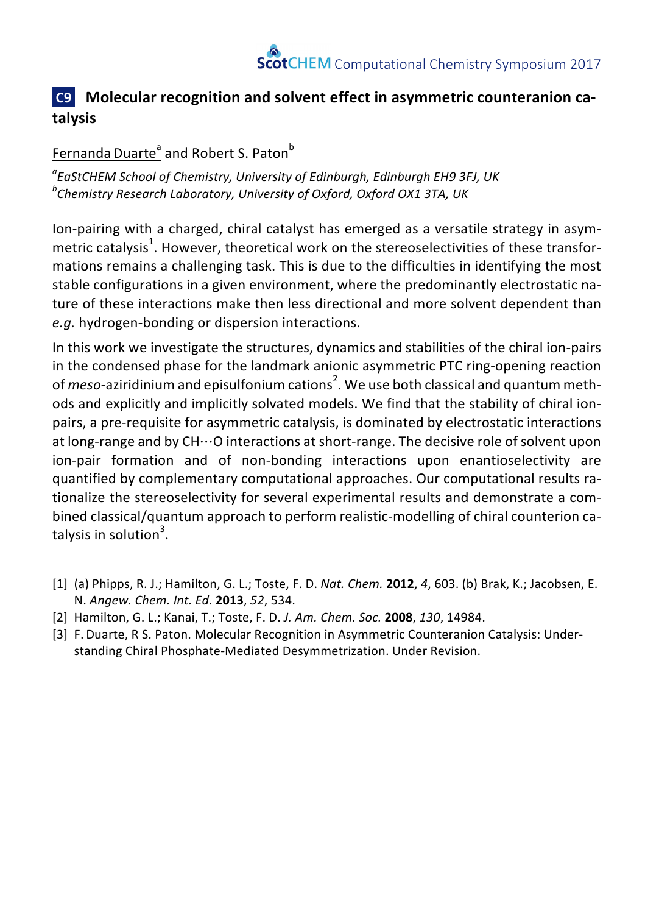## C9 Molecular recognition and solvent effect in asymmetric counteranion catalysis

Fernanda Duarte[a] and Robert S. Paton[b]

*[a]EaStCHEM School of Chemistry, University of Edinburgh, Edinburgh EH9 3FJ, UK*
*[b]Chemistry Research Laboratory, University of Oxford, Oxford OX1 3TA, UK*

Ion-pairing with a charged, chiral catalyst has emerged as a versatile strategy in asymmetric catalysis[1]. However, theoretical work on the stereoselectivities of these transformations remains a challenging task. This is due to the difficulties in identifying the most stable configurations in a given environment, where the predominantly electrostatic nature of these interactions make then less directional and more solvent dependent than *e.g.* hydrogen-bonding or dispersion interactions.

In this work we investigate the structures, dynamics and stabilities of the chiral ion-pairs in the condensed phase for the landmark anionic asymmetric PTC ring-opening reaction of *meso*-aziridinium and episulfonium cations[2]. We use both classical and quantum methods and explicitly and implicitly solvated models. We find that the stability of chiral ion-pairs, a pre-requisite for asymmetric catalysis, is dominated by electrostatic interactions at long-range and by CH···O interactions at short-range. The decisive role of solvent upon ion-pair formation and of non-bonding interactions upon enantioselectivity are quantified by complementary computational approaches. Our computational results rationalize the stereoselectivity for several experimental results and demonstrate a combined classical/quantum approach to perform realistic-modelling of chiral counterion catalysis in solution[3].

[1] (a) Phipps, R. J.; Hamilton, G. L.; Toste, F. D. *Nat. Chem.* **2012**, *4*, 603. (b) Brak, K.; Jacobsen, E. N. *Angew. Chem. Int. Ed.* **2013**, *52*, 534.
[2] Hamilton, G. L.; Kanai, T.; Toste, F. D. *J. Am. Chem. Soc.* **2008**, *130*, 14984.
[3] F. Duarte, R S. Paton. Molecular Recognition in Asymmetric Counteranion Catalysis: Understanding Chiral Phosphate-Mediated Desymmetrization. Under Revision.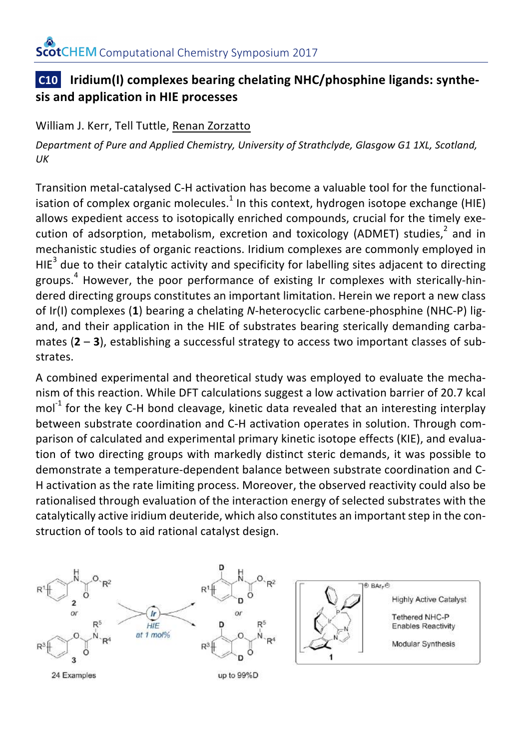## C10 Iridium(I) complexes bearing chelating NHC/phosphine ligands: synthesis and application in HIE processes

William J. Kerr, Tell Tuttle, Renan Zorzatto

*Department of Pure and Applied Chemistry, University of Strathclyde, Glasgow G1 1XL, Scotland, UK*

Transition metal-catalysed C-H activation has become a valuable tool for the functionalisation of complex organic molecules.[1] In this context, hydrogen isotope exchange (HIE) allows expedient access to isotopically enriched compounds, crucial for the timely execution of adsorption, metabolism, excretion and toxicology (ADMET) studies,[2] and in mechanistic studies of organic reactions. Iridium complexes are commonly employed in HIE[3] due to their catalytic activity and specificity for labelling sites adjacent to directing groups.[4] However, the poor performance of existing Ir complexes with sterically-hindered directing groups constitutes an important limitation. Herein we report a new class of Ir(I) complexes (**1**) bearing a chelating *N*-heterocyclic carbene-phosphine (NHC-P) ligand, and their application in the HIE of substrates bearing sterically demanding carbamates (**2** – **3**), establishing a successful strategy to access two important classes of substrates.

A combined experimental and theoretical study was employed to evaluate the mechanism of this reaction. While DFT calculations suggest a low activation barrier of 20.7 kcal mol$^{-1}$ for the key C-H bond cleavage, kinetic data revealed that an interesting interplay between substrate coordination and C-H activation operates in solution. Through comparison of calculated and experimental primary kinetic isotope effects (KIE), and evaluation of two directing groups with markedly distinct steric demands, it was possible to demonstrate a temperature-dependent balance between substrate coordination and C-H activation as the rate limiting process. Moreover, the observed reactivity could also be rationalised through evaluation of the interaction energy of selected substrates with the catalytically active iridium deuteride, which also constitutes an important step in the construction of tools to aid rational catalyst design.

2 or 3 — Ir, HIE at 1 mol% → deuterated products

24 Examples — up to 99%D

**1** — $BAr_F^{\ominus}$ — Highly Active Catalyst; Tethered NHC-P Enables Reactivity; Modular Synthesis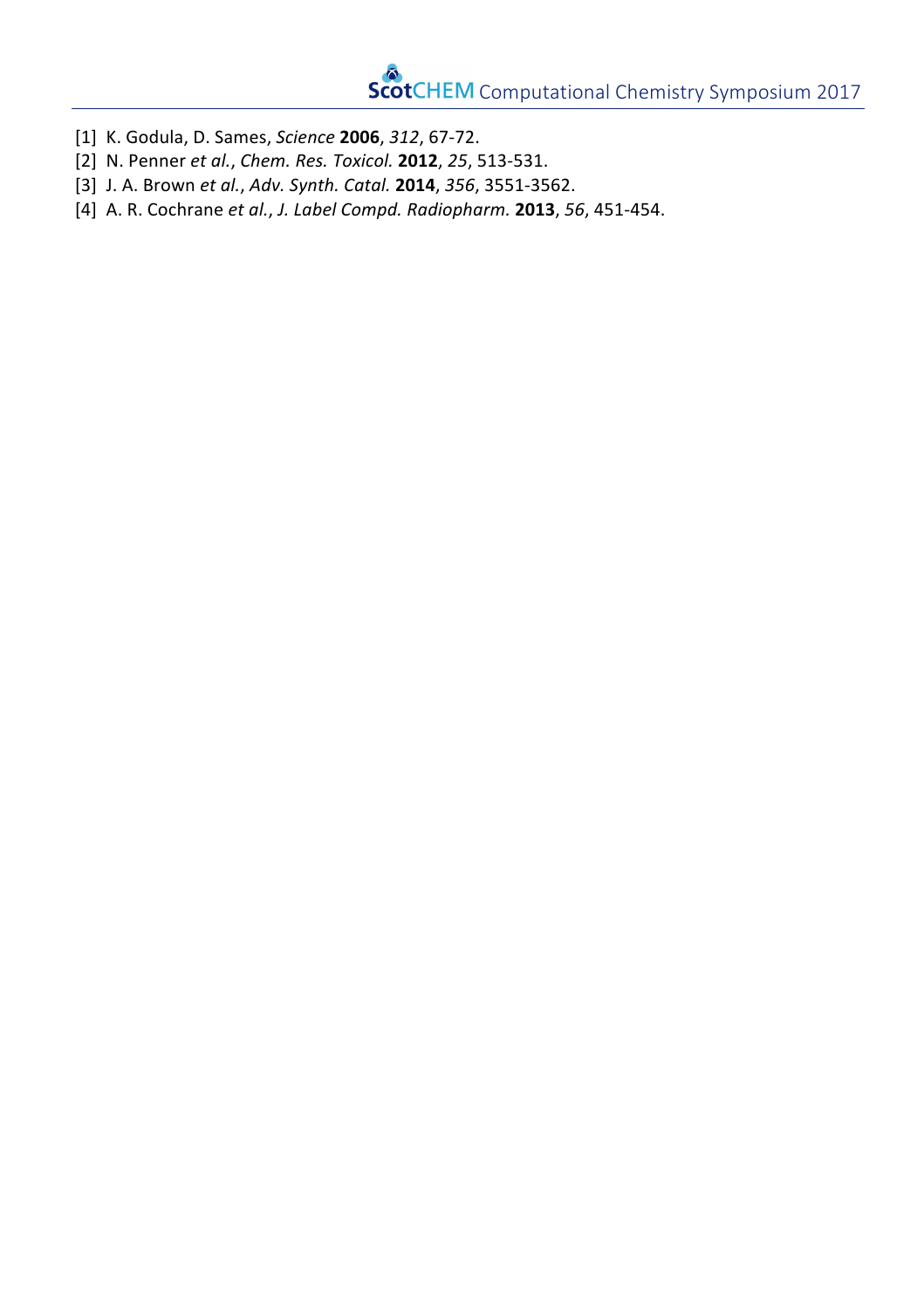[1] K. Godula, D. Sames, *Science* **2006**, *312*, 67-72.
[2] N. Penner *et al.*, *Chem. Res. Toxicol.* **2012**, *25*, 513-531.
[3] J. A. Brown *et al.*, *Adv. Synth. Catal.* **2014**, *356*, 3551-3562.
[4] A. R. Cochrane *et al.*, *J. Label Compd. Radiopharm.* **2013**, *56*, 451-454.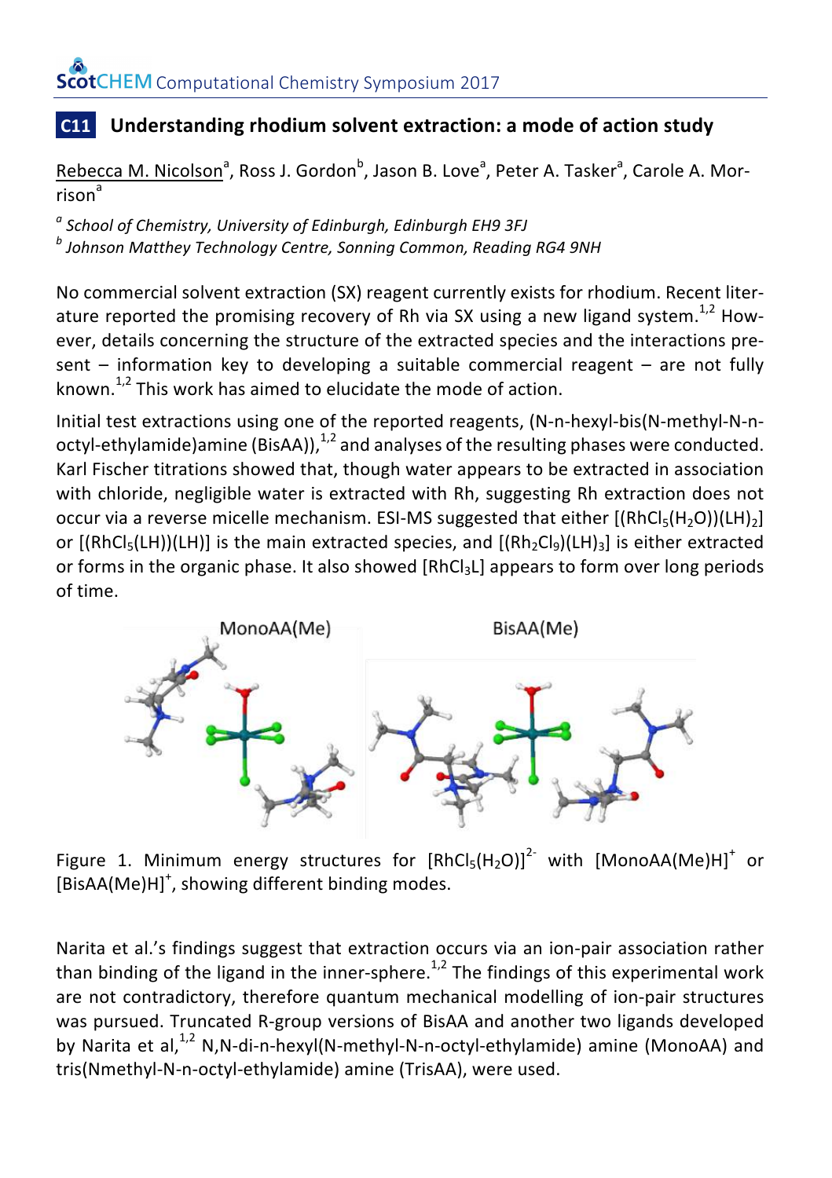## C11 Understanding rhodium solvent extraction: a mode of action study

Rebecca M. Nicolson[a], Ross J. Gordon[b], Jason B. Love[a], Peter A. Tasker[a], Carole A. Morrison[a]

[a] *School of Chemistry, University of Edinburgh, Edinburgh EH9 3FJ*
[b] *Johnson Matthey Technology Centre, Sonning Common, Reading RG4 9NH*

No commercial solvent extraction (SX) reagent currently exists for rhodium. Recent literature reported the promising recovery of Rh via SX using a new ligand system.[1,2] However, details concerning the structure of the extracted species and the interactions present – information key to developing a suitable commercial reagent – are not fully known.[1,2] This work has aimed to elucidate the mode of action.

Initial test extractions using one of the reported reagents, (N-n-hexyl-bis(N-methyl-N-n-octyl-ethylamide)amine (BisAA)),[1,2] and analyses of the resulting phases were conducted. Karl Fischer titrations showed that, though water appears to be extracted in association with chloride, negligible water is extracted with Rh, suggesting Rh extraction does not occur via a reverse micelle mechanism. ESI-MS suggested that either $[(RhCl_5(H_2O))(LH)_2]$ or $[(RhCl_5(LH))(LH)]$ is the main extracted species, and $[(Rh_2Cl_9)(LH)_3]$ is either extracted or forms in the organic phase. It also showed $[RhCl_3L]$ appears to form over long periods of time.

Figure 1. Minimum energy structures for $[RhCl_5(H_2O)]^{2-}$ with $[MonoAA(Me)H]^+$ or $[BisAA(Me)H]^+$, showing different binding modes.

Narita et al.'s findings suggest that extraction occurs via an ion-pair association rather than binding of the ligand in the inner-sphere.[1,2] The findings of this experimental work are not contradictory, therefore quantum mechanical modelling of ion-pair structures was pursued. Truncated R-group versions of BisAA and another two ligands developed by Narita et al,[1,2] N,N-di-n-hexyl(N-methyl-N-n-octyl-ethylamide) amine (MonoAA) and tris(Nmethyl-N-n-octyl-ethylamide) amine (TrisAA), were used.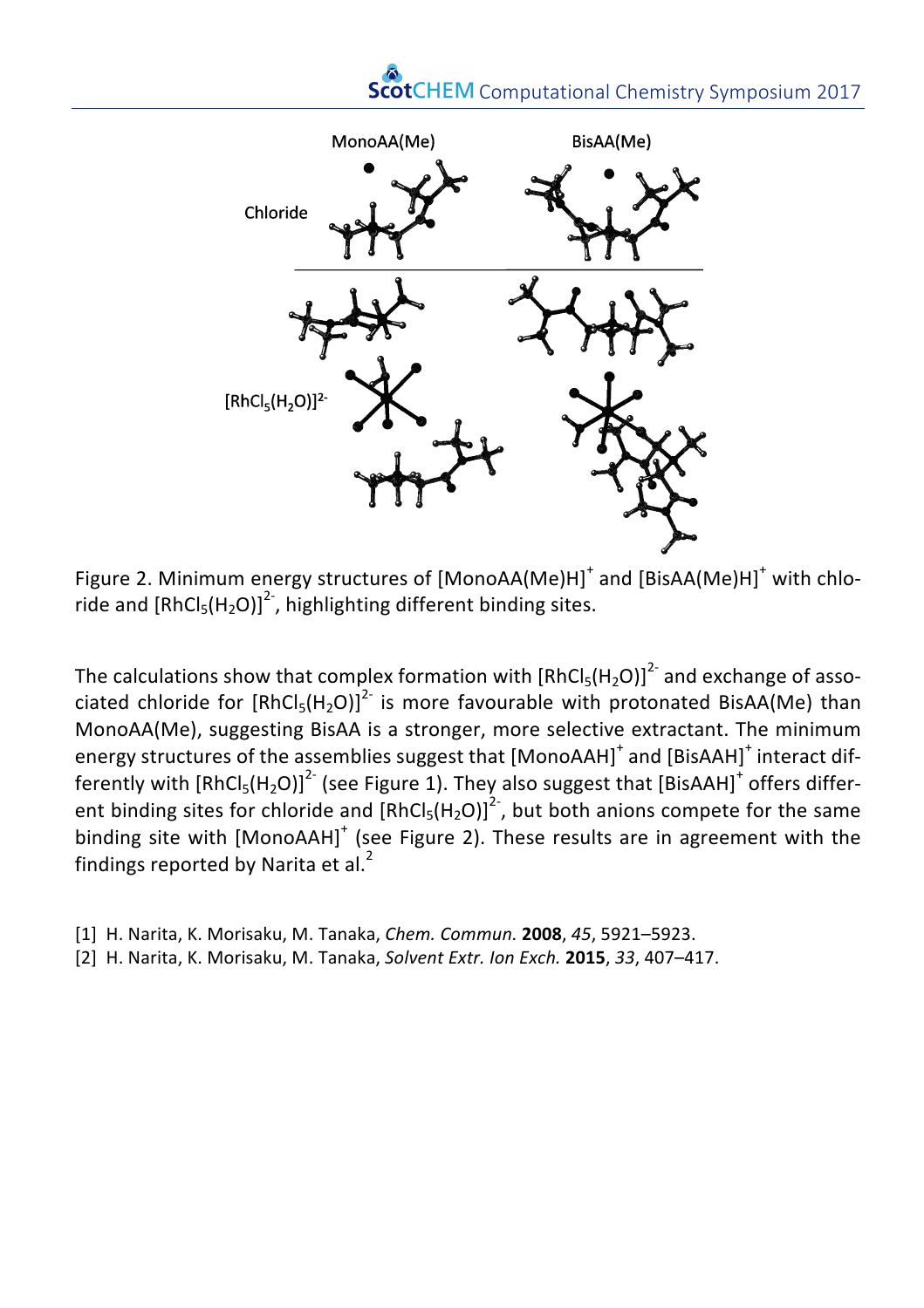Figure 2. Minimum energy structures of $[MonoAA(Me)H]^+$ and $[BisAA(Me)H]^+$ with chloride and $[RhCl_5(H_2O)]^{2-}$, highlighting different binding sites.

The calculations show that complex formation with $[RhCl_5(H_2O)]^{2-}$ and exchange of associated chloride for $[RhCl_5(H_2O)]^{2-}$ is more favourable with protonated BisAA(Me) than MonoAA(Me), suggesting BisAA is a stronger, more selective extractant. The minimum energy structures of the assemblies suggest that $[MonoAAH]^+$ and $[BisAAH]^+$ interact differently with $[RhCl_5(H_2O)]^{2-}$ (see Figure 1). They also suggest that $[BisAAH]^+$ offers different binding sites for chloride and $[RhCl_5(H_2O)]^{2-}$, but both anions compete for the same binding site with $[MonoAAH]^+$ (see Figure 2). These results are in agreement with the findings reported by Narita et al.[2]

[1] H. Narita, K. Morisaku, M. Tanaka, *Chem. Commun.* **2008**, *45*, 5921–5923.
[2] H. Narita, K. Morisaku, M. Tanaka, *Solvent Extr. Ion Exch.* **2015**, *33*, 407–417.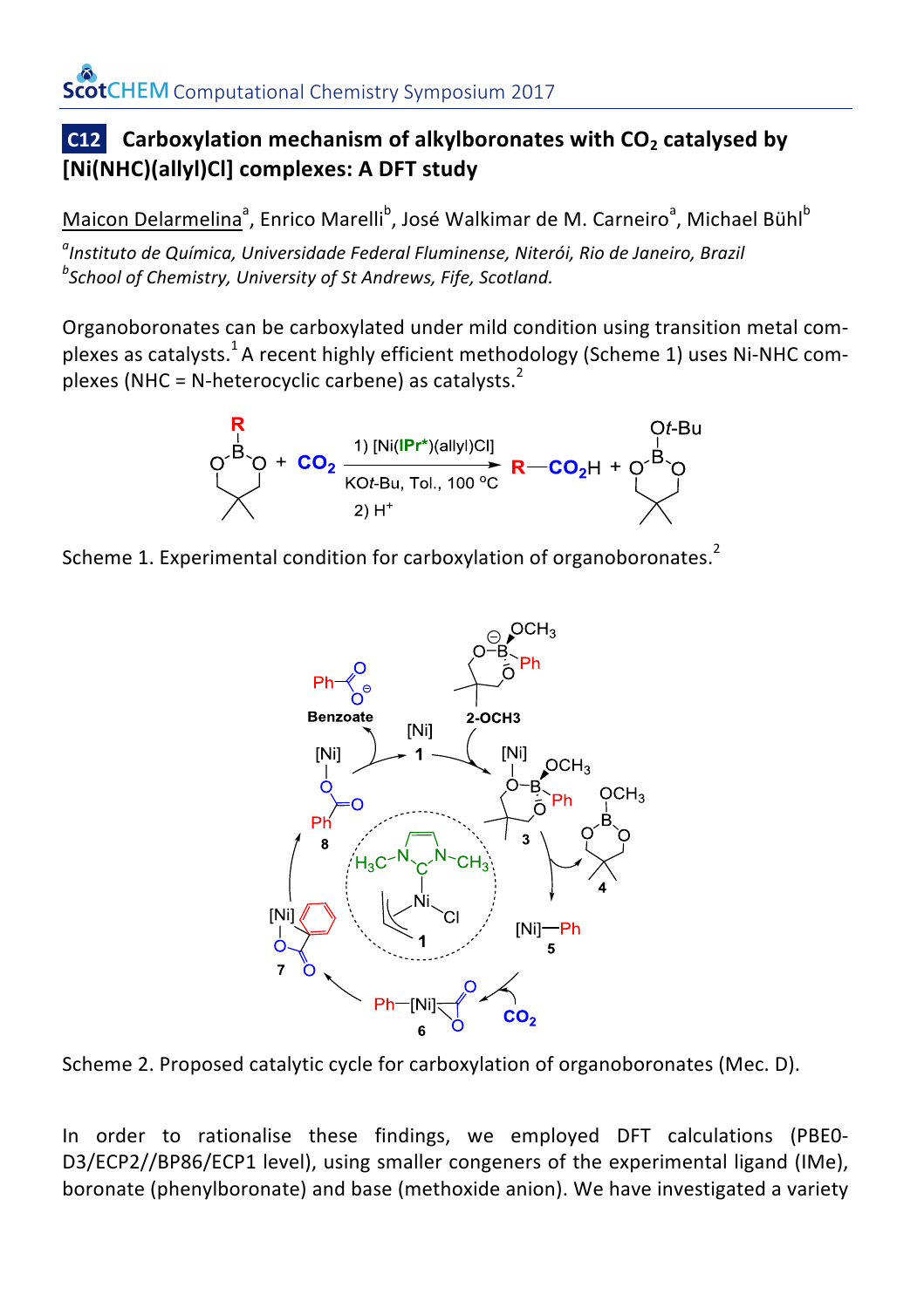## C12 Carboxylation mechanism of alkylboronates with $CO_2$ catalysed by [Ni(NHC)(allyl)Cl] complexes: A DFT study

Maicon Delarmelina[a], Enrico Marelli[b], José Walkimar de M. Carneiro[a], Michael Bühl[b]

[a]*Instituto de Química, Universidade Federal Fluminense, Niterói, Rio de Janeiro, Brazil*
[b]*School of Chemistry, University of St Andrews, Fife, Scotland.*

Organoboronates can be carboxylated under mild condition using transition metal complexes as catalysts.[1] A recent highly efficient methodology (Scheme 1) uses Ni-NHC complexes (NHC = N-heterocyclic carbene) as catalysts.[2]

Scheme 1. Experimental condition for carboxylation of organoboronates.[2]

Scheme 2. Proposed catalytic cycle for carboxylation of organoboronates (Mec. D).

In order to rationalise these findings, we employed DFT calculations (PBE0-D3/ECP2//BP86/ECP1 level), using smaller congeners of the experimental ligand (IMe), boronate (phenylboronate) and base (methoxide anion). We have investigated a variety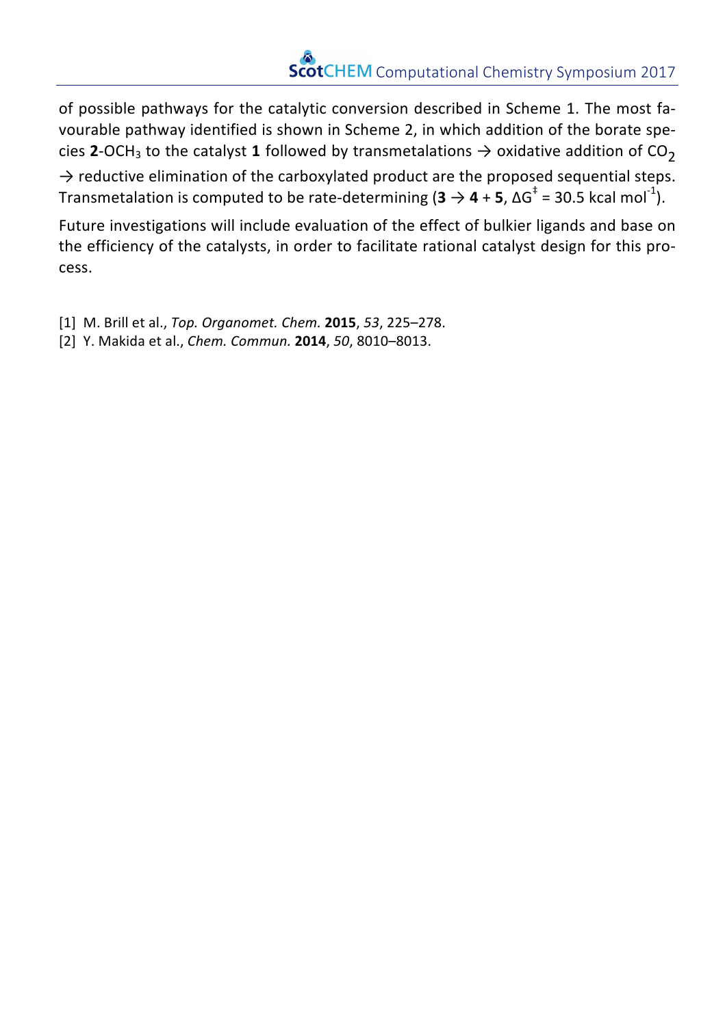of possible pathways for the catalytic conversion described in Scheme 1. The most favourable pathway identified is shown in Scheme 2, in which addition of the borate species **2**-$OCH_3$ to the catalyst **1** followed by transmetalations → oxidative addition of $CO_2$ → reductive elimination of the carboxylated product are the proposed sequential steps. Transmetalation is computed to be rate-determining (**3** → **4** + **5**, $\Delta G^{\ddagger}$ = 30.5 kcal $mol^{-1}$).

Future investigations will include evaluation of the effect of bulkier ligands and base on the efficiency of the catalysts, in order to facilitate rational catalyst design for this process.

[1] M. Brill et al., *Top. Organomet. Chem.* **2015**, *53*, 225–278.
[2] Y. Makida et al., *Chem. Commun.* **2014**, *50*, 8010–8013.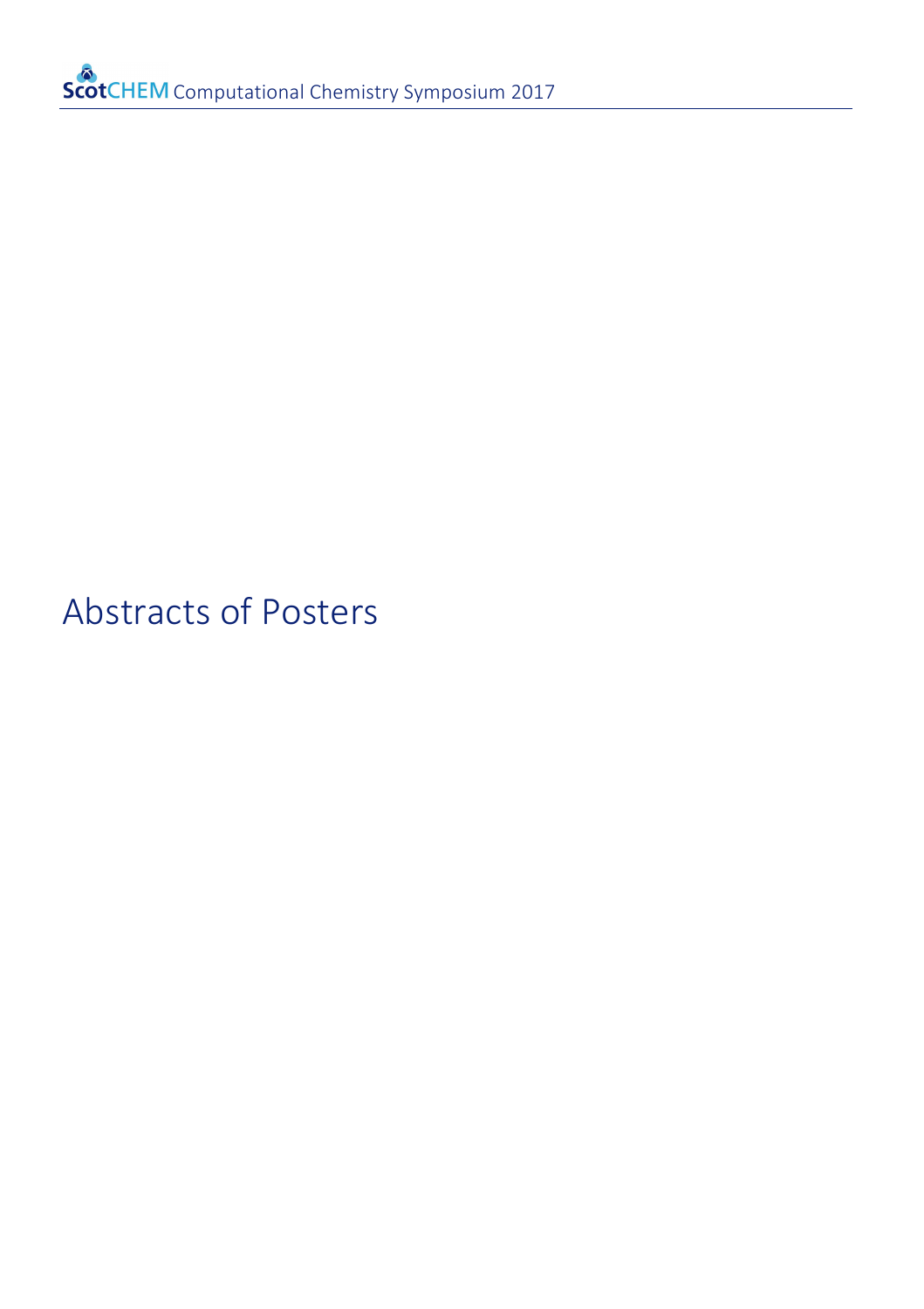# Abstracts of Posters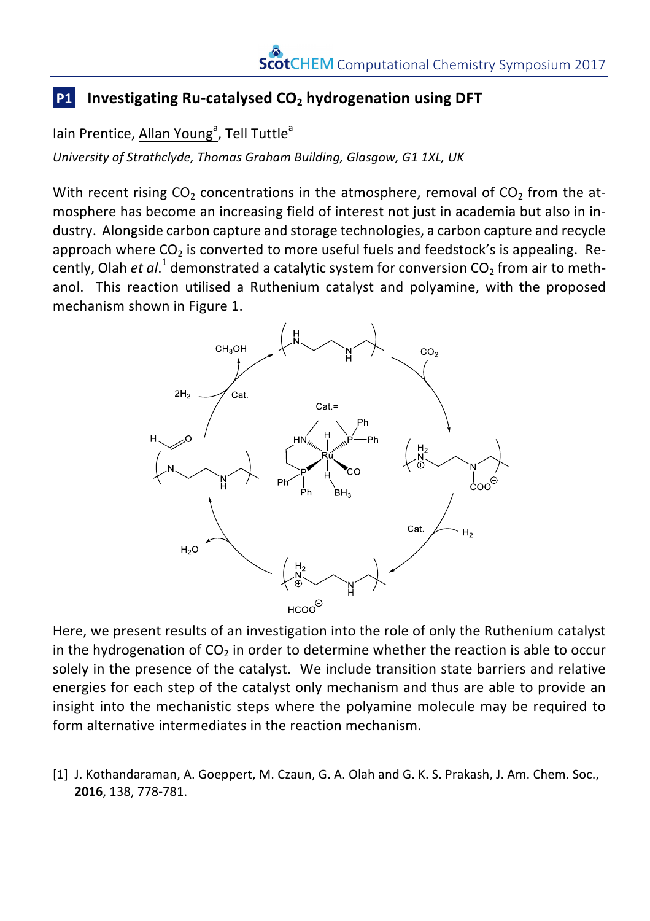## P1 Investigating Ru-catalysed $CO_2$ hydrogenation using DFT

Iain Prentice, Allan Young[a], Tell Tuttle[a]

*University of Strathclyde, Thomas Graham Building, Glasgow, G1 1XL, UK*

With recent rising $CO_2$ concentrations in the atmosphere, removal of $CO_2$ from the atmosphere has become an increasing field of interest not just in academia but also in industry. Alongside carbon capture and storage technologies, a carbon capture and recycle approach where $CO_2$ is converted to more useful fuels and feedstock's is appealing. Recently, Olah *et al*.[1] demonstrated a catalytic system for conversion $CO_2$ from air to methanol. This reaction utilised a Ruthenium catalyst and polyamine, with the proposed mechanism shown in Figure 1.

Here, we present results of an investigation into the role of only the Ruthenium catalyst in the hydrogenation of $CO_2$ in order to determine whether the reaction is able to occur solely in the presence of the catalyst. We include transition state barriers and relative energies for each step of the catalyst only mechanism and thus are able to provide an insight into the mechanistic steps where the polyamine molecule may be required to form alternative intermediates in the reaction mechanism.

[1] J. Kothandaraman, A. Goeppert, M. Czaun, G. A. Olah and G. K. S. Prakash, J. Am. Chem. Soc., **2016**, 138, 778-781.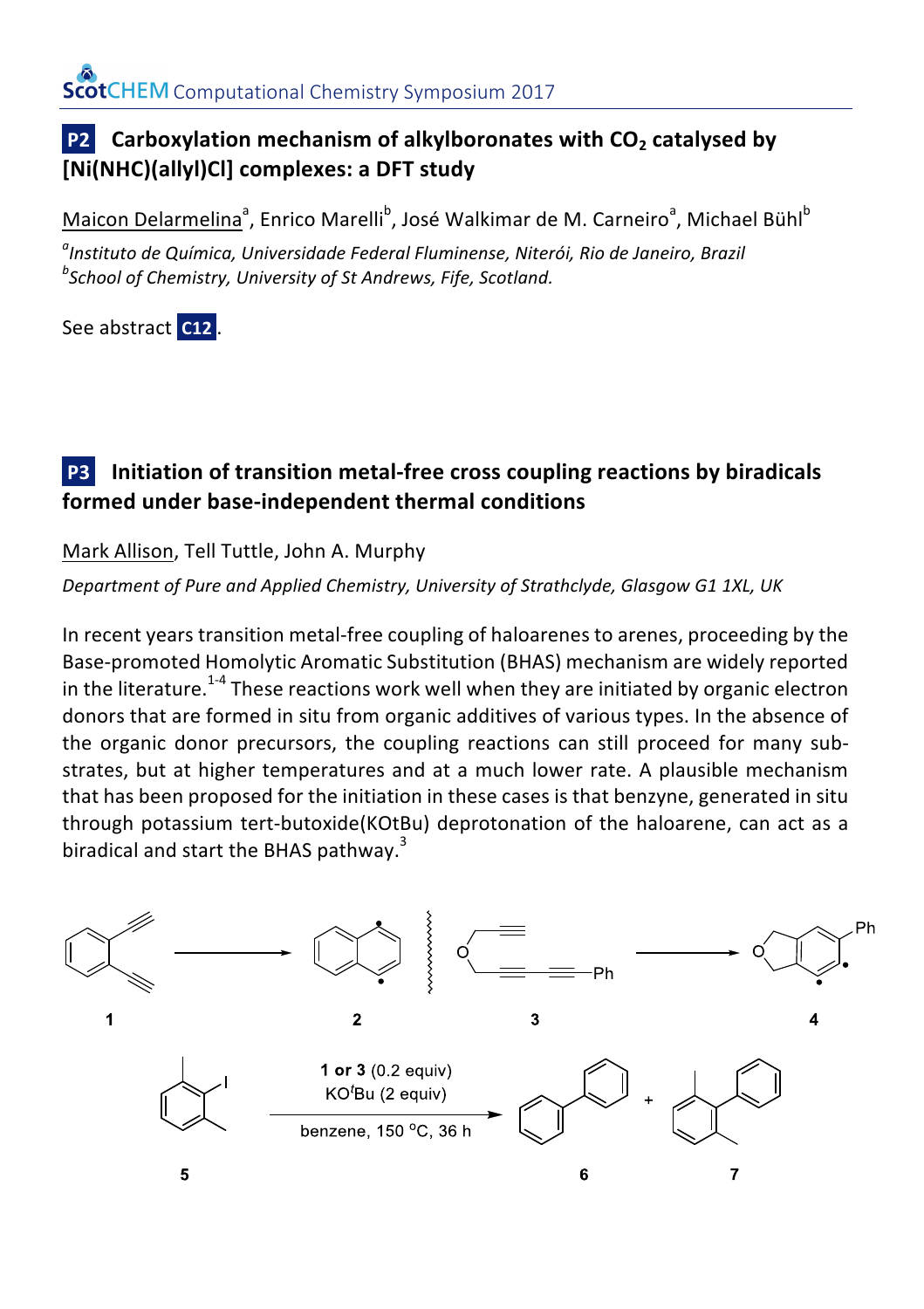## P2 Carboxylation mechanism of alkylboronates with $CO_2$ catalysed by [Ni(NHC)(allyl)Cl] complexes: a DFT study

Maicon Delarmelina[a], Enrico Marelli[b], José Walkimar de M. Carneiro[a], Michael Bühl[b]

[a]*Instituto de Química, Universidade Federal Fluminense, Niterói, Rio de Janeiro, Brazil*
[b]*School of Chemistry, University of St Andrews, Fife, Scotland.*

See abstract **C12**.

## P3 Initiation of transition metal-free cross coupling reactions by biradicals formed under base-independent thermal conditions

Mark Allison, Tell Tuttle, John A. Murphy

*Department of Pure and Applied Chemistry, University of Strathclyde, Glasgow G1 1XL, UK*

In recent years transition metal-free coupling of haloarenes to arenes, proceeding by the Base-promoted Homolytic Aromatic Substitution (BHAS) mechanism are widely reported in the literature.[1-4] These reactions work well when they are initiated by organic electron donors that are formed in situ from organic additives of various types. In the absence of the organic donor precursors, the coupling reactions can still proceed for many substrates, but at higher temperatures and at a much lower rate. A plausible mechanism that has been proposed for the initiation in these cases is that benzyne, generated in situ through potassium tert-butoxide(KOtBu) deprotonation of the haloarene, can act as a biradical and start the BHAS pathway.[3]

**1** → **2** | **3** → **4**

**5** → **6** + **7** (**1** or **3** (0.2 equiv), KO$^t$Bu (2 equiv), benzene, 150 °C, 36 h)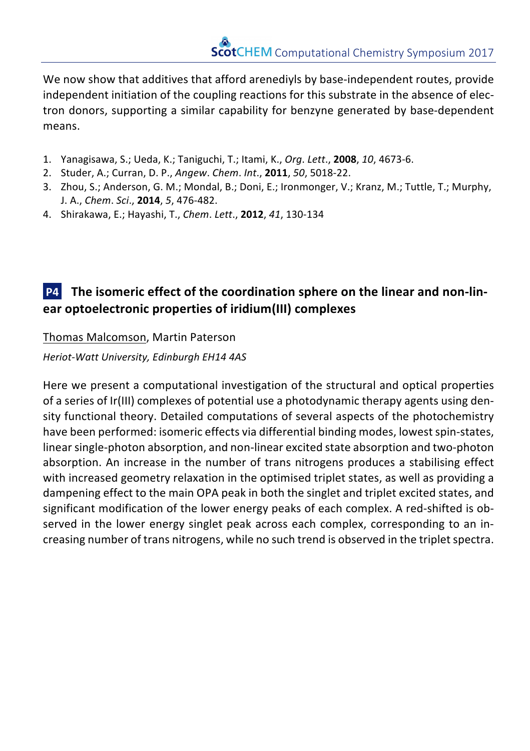We now show that additives that afford arenediyls by base-independent routes, provide independent initiation of the coupling reactions for this substrate in the absence of electron donors, supporting a similar capability for benzyne generated by base-dependent means.

1. Yanagisawa, S.; Ueda, K.; Taniguchi, T.; Itami, K., *Org. Lett.*, **2008**, *10*, 4673-6.
2. Studer, A.; Curran, D. P., *Angew. Chem. Int.*, **2011**, *50*, 5018-22.
3. Zhou, S.; Anderson, G. M.; Mondal, B.; Doni, E.; Ironmonger, V.; Kranz, M.; Tuttle, T.; Murphy, J. A., *Chem. Sci.*, **2014**, *5*, 476-482.
4. Shirakawa, E.; Hayashi, T., *Chem. Lett.*, **2012**, *41*, 130-134

## P4 The isomeric effect of the coordination sphere on the linear and non-linear optoelectronic properties of iridium(III) complexes

Thomas Malcomson, Martin Paterson

*Heriot-Watt University, Edinburgh EH14 4AS*

Here we present a computational investigation of the structural and optical properties of a series of Ir(III) complexes of potential use a photodynamic therapy agents using density functional theory. Detailed computations of several aspects of the photochemistry have been performed: isomeric effects via differential binding modes, lowest spin-states, linear single-photon absorption, and non-linear excited state absorption and two-photon absorption. An increase in the number of trans nitrogens produces a stabilising effect with increased geometry relaxation in the optimised triplet states, as well as providing a dampening effect to the main OPA peak in both the singlet and triplet excited states, and significant modification of the lower energy peaks of each complex. A red-shifted is observed in the lower energy singlet peak across each complex, corresponding to an increasing number of trans nitrogens, while no such trend is observed in the triplet spectra.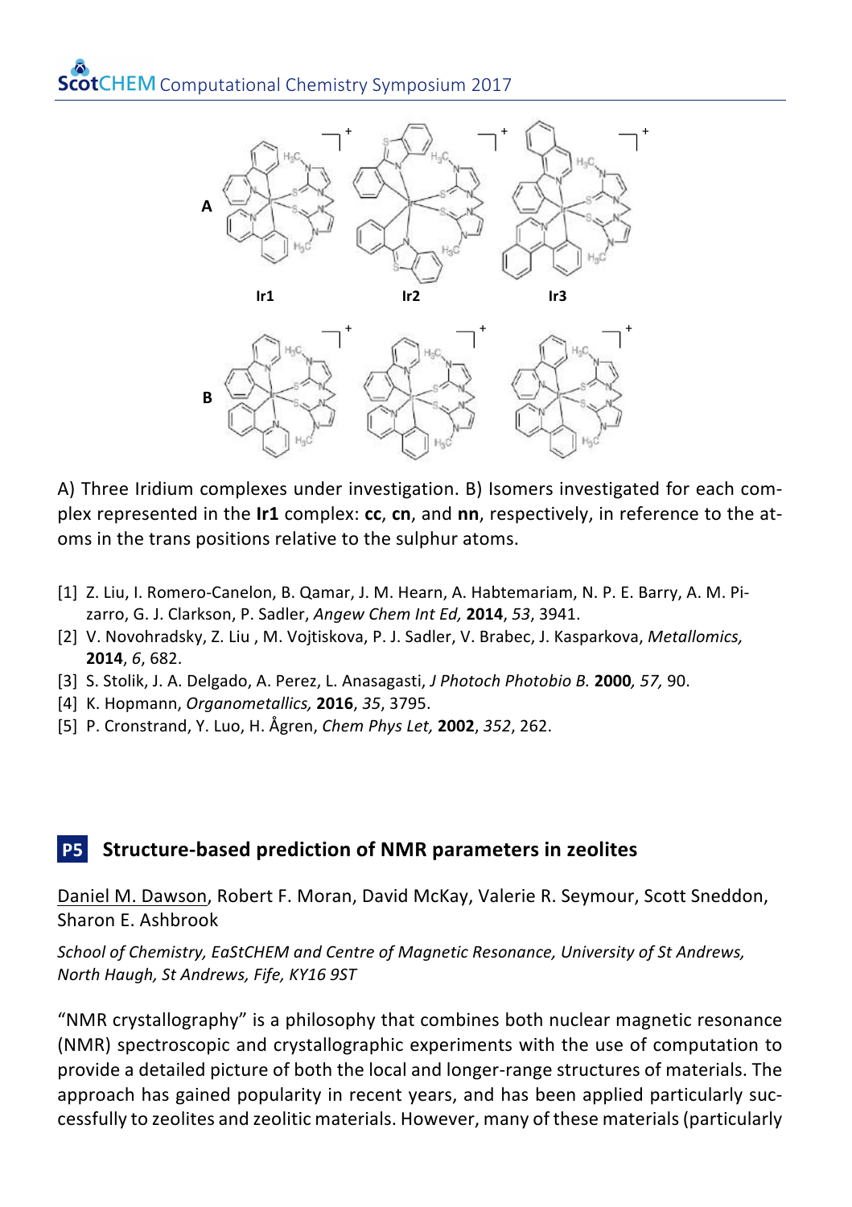A) Three Iridium complexes under investigation. B) Isomers investigated for each complex represented in the **Ir1** complex: **cc**, **cn**, and **nn**, respectively, in reference to the atoms in the trans positions relative to the sulphur atoms.

[1] Z. Liu, I. Romero-Canelon, B. Qamar, J. M. Hearn, A. Habtemariam, N. P. E. Barry, A. M. Pizarro, G. J. Clarkson, P. Sadler, *Angew Chem Int Ed,* **2014**, *53*, 3941.
[2] V. Novohradsky, Z. Liu , M. Vojtiskova, P. J. Sadler, V. Brabec, J. Kasparkova, *Metallomics,* **2014**, *6*, 682.
[3] S. Stolik, J. A. Delgado, A. Perez, L. Anasagasti, *J Photoch Photobio B.* **2000***, 57,* 90.
[4] K. Hopmann, *Organometallics,* **2016**, *35*, 3795.
[5] P. Cronstrand, Y. Luo, H. Ågren, *Chem Phys Let,* **2002**, *352*, 262.

## P5 Structure-based prediction of NMR parameters in zeolites

Daniel M. Dawson, Robert F. Moran, David McKay, Valerie R. Seymour, Scott Sneddon, Sharon E. Ashbrook

*School of Chemistry, EaStCHEM and Centre of Magnetic Resonance, University of St Andrews, North Haugh, St Andrews, Fife, KY16 9ST*

"NMR crystallography" is a philosophy that combines both nuclear magnetic resonance (NMR) spectroscopic and crystallographic experiments with the use of computation to provide a detailed picture of both the local and longer-range structures of materials. The approach has gained popularity in recent years, and has been applied particularly successfully to zeolites and zeolitic materials. However, many of these materials (particularly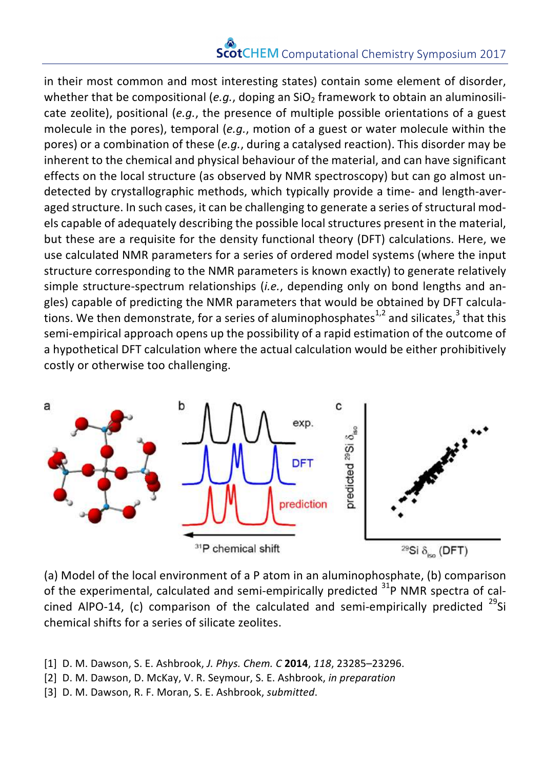in their most common and most interesting states) contain some element of disorder, whether that be compositional (*e.g.*, doping an $SiO_2$ framework to obtain an aluminosilicate zeolite), positional (*e.g.*, the presence of multiple possible orientations of a guest molecule in the pores), temporal (*e.g.*, motion of a guest or water molecule within the pores) or a combination of these (*e.g.*, during a catalysed reaction). This disorder may be inherent to the chemical and physical behaviour of the material, and can have significant effects on the local structure (as observed by NMR spectroscopy) but can go almost undetected by crystallographic methods, which typically provide a time- and length-averaged structure. In such cases, it can be challenging to generate a series of structural models capable of adequately describing the possible local structures present in the material, but these are a requisite for the density functional theory (DFT) calculations. Here, we use calculated NMR parameters for a series of ordered model systems (where the input structure corresponding to the NMR parameters is known exactly) to generate relatively simple structure-spectrum relationships (*i.e.*, depending only on bond lengths and angles) capable of predicting the NMR parameters that would be obtained by DFT calculations. We then demonstrate, for a series of aluminophosphates[1,2] and silicates,[3] that this semi-empirical approach opens up the possibility of a rapid estimation of the outcome of a hypothetical DFT calculation where the actual calculation would be either prohibitively costly or otherwise too challenging.

(a) Model of the local environment of a P atom in an aluminophosphate, (b) comparison of the experimental, calculated and semi-empirically predicted $^{31}P$ NMR spectra of calcined AlPO-14, (c) comparison of the calculated and semi-empirically predicted $^{29}Si$ chemical shifts for a series of silicate zeolites.

[1] D. M. Dawson, S. E. Ashbrook, *J. Phys. Chem. C* **2014**, *118*, 23285–23296.
[2] D. M. Dawson, D. McKay, V. R. Seymour, S. E. Ashbrook, *in preparation*
[3] D. M. Dawson, R. F. Moran, S. E. Ashbrook, *submitted*.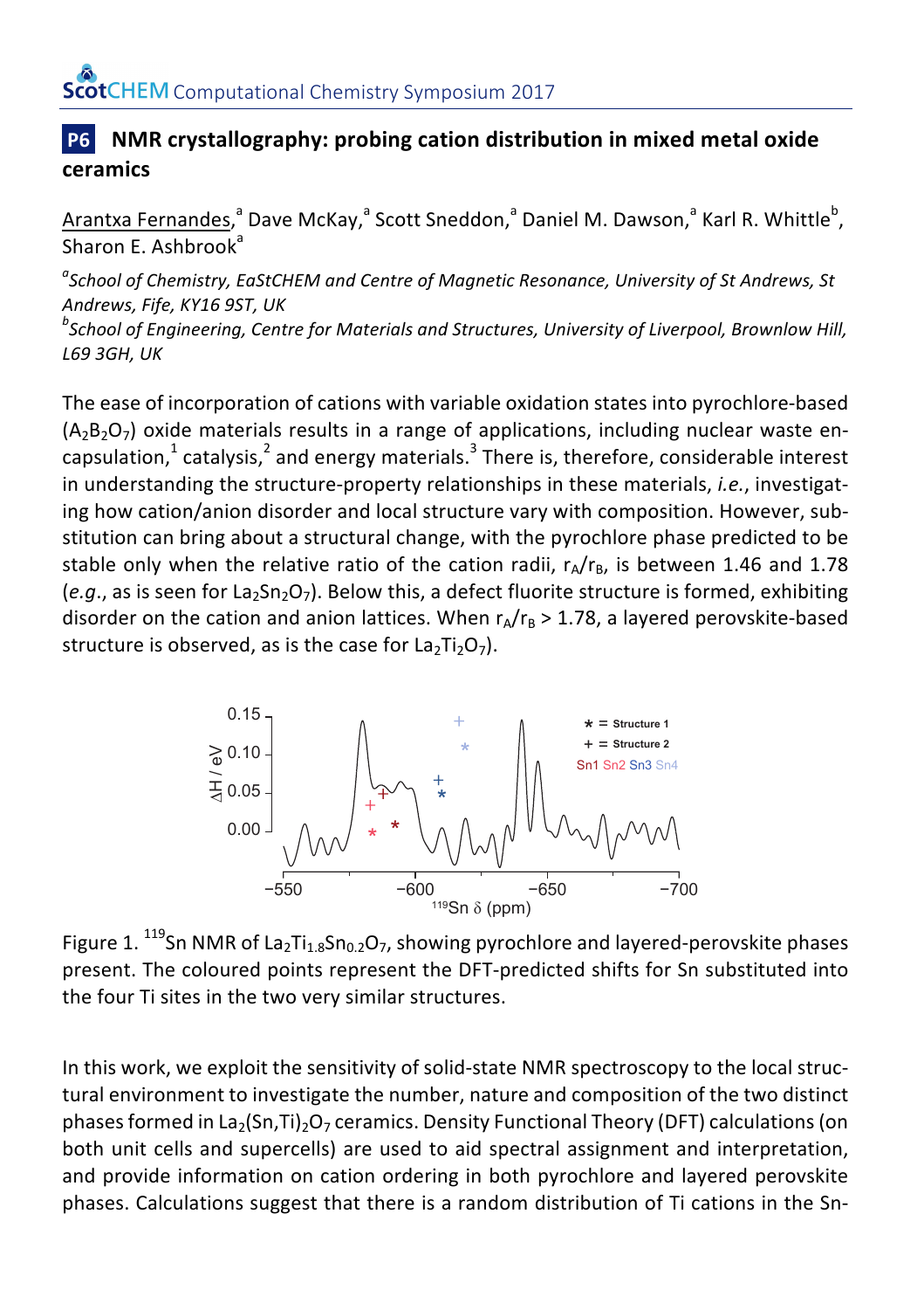## P6 NMR crystallography: probing cation distribution in mixed metal oxide ceramics

Arantxa Fernandes,[a] Dave McKay,[a] Scott Sneddon,[a] Daniel M. Dawson,[a] Karl R. Whittle[b], Sharon E. Ashbrook[a]

[a]*School of Chemistry, EaStCHEM and Centre of Magnetic Resonance, University of St Andrews, St Andrews, Fife, KY16 9ST, UK*

[b]*School of Engineering, Centre for Materials and Structures, University of Liverpool, Brownlow Hill, L69 3GH, UK*

The ease of incorporation of cations with variable oxidation states into pyrochlore-based ($A_2B_2O_7$) oxide materials results in a range of applications, including nuclear waste encapsulation,[1] catalysis,[2] and energy materials.[3] There is, therefore, considerable interest in understanding the structure-property relationships in these materials, *i.e.*, investigating how cation/anion disorder and local structure vary with composition. However, substitution can bring about a structural change, with the pyrochlore phase predicted to be stable only when the relative ratio of the cation radii, $r_A/r_B$, is between 1.46 and 1.78 (*e.g.*, as is seen for $La_2Sn_2O_7$). Below this, a defect fluorite structure is formed, exhibiting disorder on the cation and anion lattices. When $r_A/r_B > 1.78$, a layered perovskite-based structure is observed, as is the case for $La_2Ti_2O_7$).

Figure 1. $^{119}Sn$ NMR of $La_2Ti_{1.8}Sn_{0.2}O_7$, showing pyrochlore and layered-perovskite phases present. The coloured points represent the DFT-predicted shifts for Sn substituted into the four Ti sites in the two very similar structures.

In this work, we exploit the sensitivity of solid-state NMR spectroscopy to the local structural environment to investigate the number, nature and composition of the two distinct phases formed in $La_2(Sn,Ti)_2O_7$ ceramics. Density Functional Theory (DFT) calculations (on both unit cells and supercells) are used to aid spectral assignment and interpretation, and provide information on cation ordering in both pyrochlore and layered perovskite phases. Calculations suggest that there is a random distribution of Ti cations in the Sn-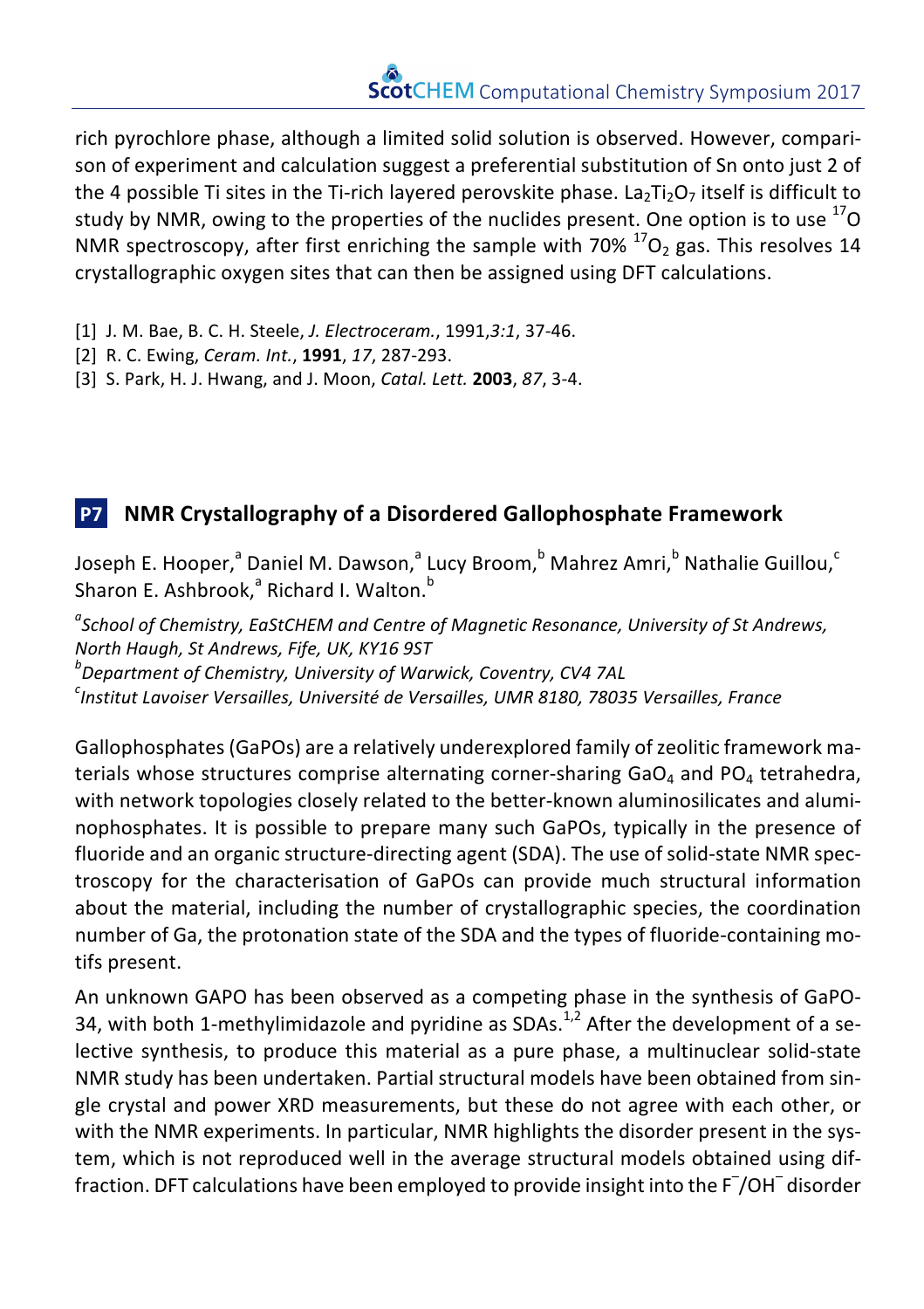rich pyrochlore phase, although a limited solid solution is observed. However, comparison of experiment and calculation suggest a preferential substitution of Sn onto just 2 of the 4 possible Ti sites in the Ti-rich layered perovskite phase. $La_2Ti_2O_7$ itself is difficult to study by NMR, owing to the properties of the nuclides present. One option is to use $^{17}O$ NMR spectroscopy, after first enriching the sample with 70% $^{17}O_2$ gas. This resolves 14 crystallographic oxygen sites that can then be assigned using DFT calculations.

[1] J. M. Bae, B. C. H. Steele, *J. Electroceram.*, 1991,*3:1*, 37-46.
[2] R. C. Ewing, *Ceram. Int.*, **1991**, *17*, 287-293.
[3] S. Park, H. J. Hwang, and J. Moon, *Catal. Lett.* **2003**, *87*, 3-4.

## P7 NMR Crystallography of a Disordered Gallophosphate Framework

Joseph E. Hooper,[a] Daniel M. Dawson,[a] Lucy Broom,[b] Mahrez Amri,[b] Nathalie Guillou,[c] Sharon E. Ashbrook,[a] Richard I. Walton.[b]

[a] *School of Chemistry, EaStCHEM and Centre of Magnetic Resonance, University of St Andrews, North Haugh, St Andrews, Fife, UK, KY16 9ST*
[b] *Department of Chemistry, University of Warwick, Coventry, CV4 7AL*
[c] *Institut Lavoiser Versailles, Université de Versailles, UMR 8180, 78035 Versailles, France*

Gallophosphates (GaPOs) are a relatively underexplored family of zeolitic framework materials whose structures comprise alternating corner-sharing $GaO_4$ and $PO_4$ tetrahedra, with network topologies closely related to the better-known aluminosilicates and aluminophosphates. It is possible to prepare many such GaPOs, typically in the presence of fluoride and an organic structure-directing agent (SDA). The use of solid-state NMR spectroscopy for the characterisation of GaPOs can provide much structural information about the material, including the number of crystallographic species, the coordination number of Ga, the protonation state of the SDA and the types of fluoride-containing motifs present.

An unknown GAPO has been observed as a competing phase in the synthesis of GaPO-34, with both 1-methylimidazole and pyridine as SDAs.[1,2] After the development of a selective synthesis, to produce this material as a pure phase, a multinuclear solid-state NMR study has been undertaken. Partial structural models have been obtained from single crystal and power XRD measurements, but these do not agree with each other, or with the NMR experiments. In particular, NMR highlights the disorder present in the system, which is not reproduced well in the average structural models obtained using diffraction. DFT calculations have been employed to provide insight into the $F^-/OH^-$ disorder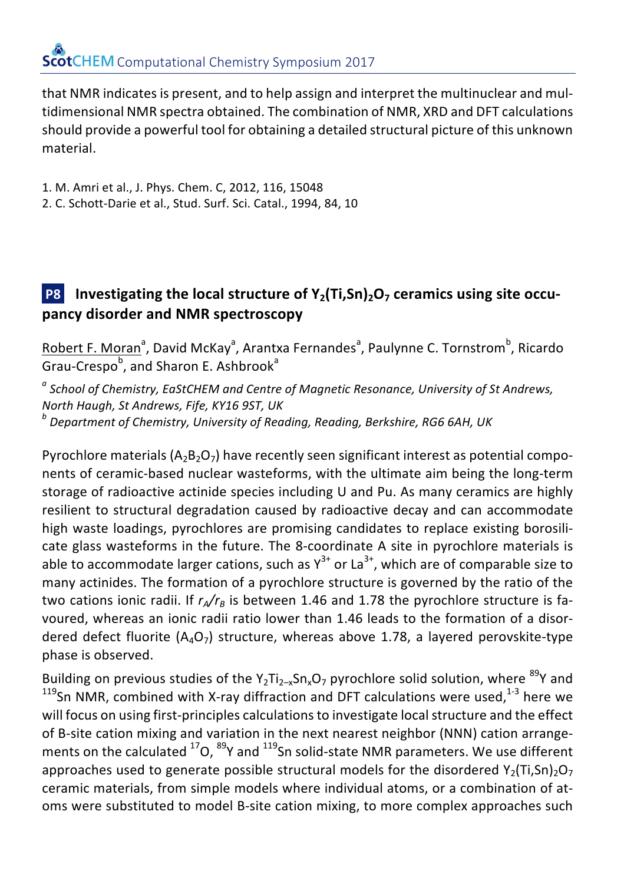that NMR indicates is present, and to help assign and interpret the multinuclear and multidimensional NMR spectra obtained. The combination of NMR, XRD and DFT calculations should provide a powerful tool for obtaining a detailed structural picture of this unknown material.

1. M. Amri et al., J. Phys. Chem. C, 2012, 116, 15048
2. C. Schott-Darie et al., Stud. Surf. Sci. Catal., 1994, 84, 10

## P8 Investigating the local structure of $Y_2(Ti,Sn)_2O_7$ ceramics using site occupancy disorder and NMR spectroscopy

Robert F. Moran[a], David McKay[a], Arantxa Fernandes[a], Paulynne C. Tornstrom[b], Ricardo Grau-Crespo[b], and Sharon E. Ashbrook[a]

[a] *School of Chemistry, EaStCHEM and Centre of Magnetic Resonance, University of St Andrews, North Haugh, St Andrews, Fife, KY16 9ST, UK*
[b] *Department of Chemistry, University of Reading, Reading, Berkshire, RG6 6AH, UK*

Pyrochlore materials ($A_2B_2O_7$) have recently seen significant interest as potential components of ceramic-based nuclear wasteforms, with the ultimate aim being the long-term storage of radioactive actinide species including U and Pu. As many ceramics are highly resilient to structural degradation caused by radioactive decay and can accommodate high waste loadings, pyrochlores are promising candidates to replace existing borosilicate glass wasteforms in the future. The 8-coordinate A site in pyrochlore materials is able to accommodate larger cations, such as $Y^{3+}$ or $La^{3+}$, which are of comparable size to many actinides. The formation of a pyrochlore structure is governed by the ratio of the two cations ionic radii. If $r_A/r_B$ is between 1.46 and 1.78 the pyrochlore structure is favoured, whereas an ionic radii ratio lower than 1.46 leads to the formation of a disordered defect fluorite ($A_4O_7$) structure, whereas above 1.78, a layered perovskite-type phase is observed.

Building on previous studies of the $Y_2Ti_{2-x}Sn_xO_7$ pyrochlore solid solution, where $^{89}$Y and $^{119}$Sn NMR, combined with X-ray diffraction and DFT calculations were used,[1-3] here we will focus on using first-principles calculations to investigate local structure and the effect of B-site cation mixing and variation in the next nearest neighbor (NNN) cation arrangements on the calculated $^{17}$O, $^{89}$Y and $^{119}$Sn solid-state NMR parameters. We use different approaches used to generate possible structural models for the disordered $Y_2(Ti,Sn)_2O_7$ ceramic materials, from simple models where individual atoms, or a combination of atoms were substituted to model B-site cation mixing, to more complex approaches such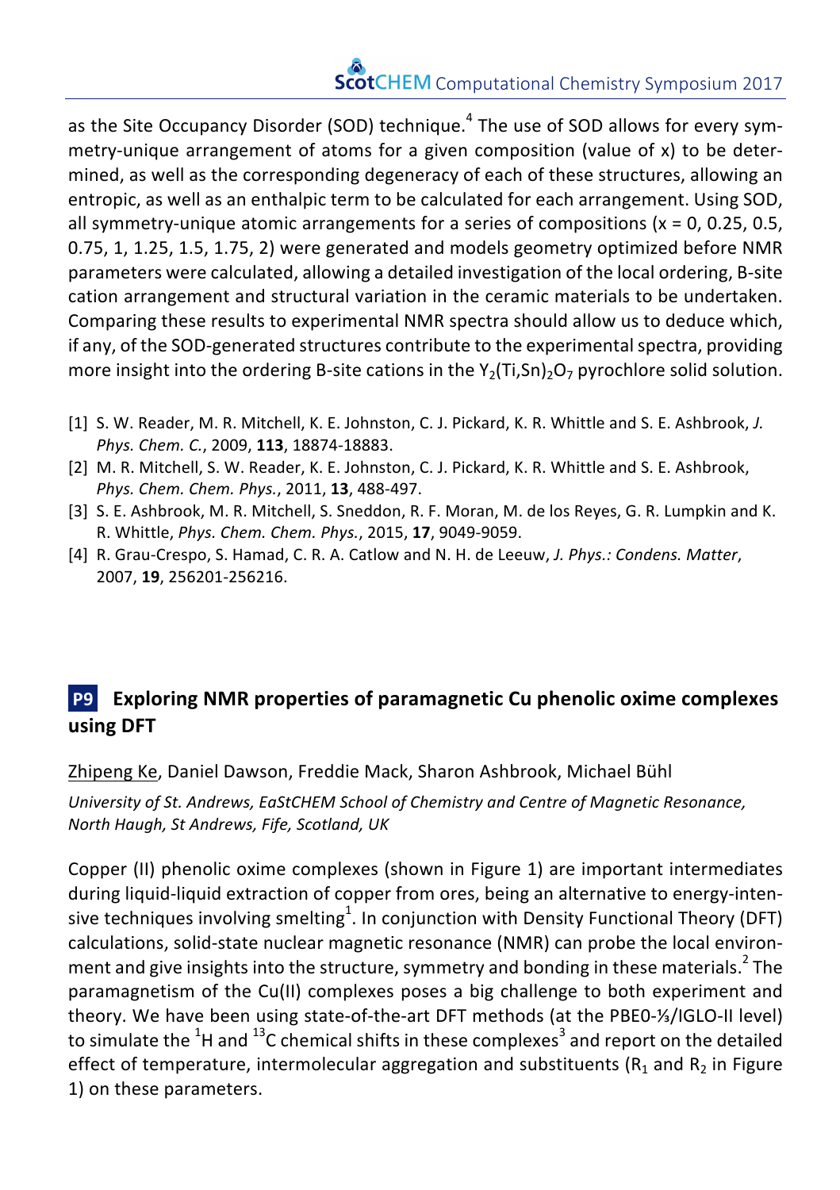as the Site Occupancy Disorder (SOD) technique.[4] The use of SOD allows for every symmetry-unique arrangement of atoms for a given composition (value of x) to be determined, as well as the corresponding degeneracy of each of these structures, allowing an entropic, as well as an enthalpic term to be calculated for each arrangement. Using SOD, all symmetry-unique atomic arrangements for a series of compositions (x = 0, 0.25, 0.5, 0.75, 1, 1.25, 1.5, 1.75, 2) were generated and models geometry optimized before NMR parameters were calculated, allowing a detailed investigation of the local ordering, B-site cation arrangement and structural variation in the ceramic materials to be undertaken. Comparing these results to experimental NMR spectra should allow us to deduce which, if any, of the SOD-generated structures contribute to the experimental spectra, providing more insight into the ordering B-site cations in the $Y_2(Ti,Sn)_2O_7$ pyrochlore solid solution.

[1] S. W. Reader, M. R. Mitchell, K. E. Johnston, C. J. Pickard, K. R. Whittle and S. E. Ashbrook, *J. Phys. Chem. C.*, 2009, **113**, 18874-18883.

[2] M. R. Mitchell, S. W. Reader, K. E. Johnston, C. J. Pickard, K. R. Whittle and S. E. Ashbrook, *Phys. Chem. Chem. Phys.*, 2011, **13**, 488-497.

[3] S. E. Ashbrook, M. R. Mitchell, S. Sneddon, R. F. Moran, M. de los Reyes, G. R. Lumpkin and K. R. Whittle, *Phys. Chem. Chem. Phys.*, 2015, **17**, 9049-9059.

[4] R. Grau-Crespo, S. Hamad, C. R. A. Catlow and N. H. de Leeuw, *J. Phys.: Condens. Matter*, 2007, **19**, 256201-256216.

## P9 Exploring NMR properties of paramagnetic Cu phenolic oxime complexes using DFT

Zhipeng Ke, Daniel Dawson, Freddie Mack, Sharon Ashbrook, Michael Bühl

*University of St. Andrews, EaStCHEM School of Chemistry and Centre of Magnetic Resonance, North Haugh, St Andrews, Fife, Scotland, UK*

Copper (II) phenolic oxime complexes (shown in Figure 1) are important intermediates during liquid-liquid extraction of copper from ores, being an alternative to energy-intensive techniques involving smelting[1]. In conjunction with Density Functional Theory (DFT) calculations, solid-state nuclear magnetic resonance (NMR) can probe the local environment and give insights into the structure, symmetry and bonding in these materials.[2] The paramagnetism of the Cu(II) complexes poses a big challenge to both experiment and theory. We have been using state-of-the-art DFT methods (at the PBE0-⅓/IGLO-II level) to simulate the $^{1}H$ and $^{13}C$ chemical shifts in these complexes[3] and report on the detailed effect of temperature, intermolecular aggregation and substituents ($R_1$ and $R_2$ in Figure 1) on these parameters.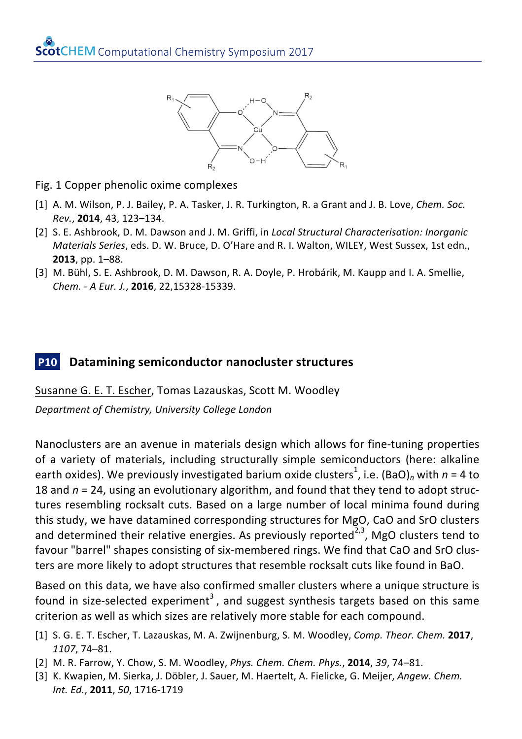Fig. 1 Copper phenolic oxime complexes

[1] A. M. Wilson, P. J. Bailey, P. A. Tasker, J. R. Turkington, R. a Grant and J. B. Love, *Chem. Soc. Rev.*, **2014**, 43, 123–134.

[2] S. E. Ashbrook, D. M. Dawson and J. M. Griffi, in *Local Structural Characterisation: Inorganic Materials Series*, eds. D. W. Bruce, D. O'Hare and R. I. Walton, WILEY, West Sussex, 1st edn., **2013**, pp. 1–88.

[3] M. Bühl, S. E. Ashbrook, D. M. Dawson, R. A. Doyle, P. Hrobárik, M. Kaupp and I. A. Smellie, *Chem. - A Eur. J.*, **2016**, 22,15328-15339.

## P10 Datamining semiconductor nanocluster structures

<u>Susanne G. E. T. Escher</u>, Tomas Lazauskas, Scott M. Woodley

*Department of Chemistry, University College London*

Nanoclusters are an avenue in materials design which allows for fine-tuning properties of a variety of materials, including structurally simple semiconductors (here: alkaline earth oxides). We previously investigated barium oxide clusters[1], i.e. $(BaO)_n$ with $n$ = 4 to 18 and $n$ = 24, using an evolutionary algorithm, and found that they tend to adopt structures resembling rocksalt cuts. Based on a large number of local minima found during this study, we have datamined corresponding structures for MgO, CaO and SrO clusters and determined their relative energies. As previously reported[2,3], MgO clusters tend to favour "barrel" shapes consisting of six-membered rings. We find that CaO and SrO clusters are more likely to adopt structures that resemble rocksalt cuts like found in BaO.

Based on this data, we have also confirmed smaller clusters where a unique structure is found in size-selected experiment[3], and suggest synthesis targets based on this same criterion as well as which sizes are relatively more stable for each compound.

[1] S. G. E. T. Escher, T. Lazauskas, M. A. Zwijnenburg, S. M. Woodley, *Comp. Theor. Chem.* **2017**, *1107*, 74–81.

[2] M. R. Farrow, Y. Chow, S. M. Woodley, *Phys. Chem. Chem. Phys.*, **2014**, *39*, 74–81.

[3] K. Kwapien, M. Sierka, J. Döbler, J. Sauer, M. Haertelt, A. Fielicke, G. Meijer, *Angew. Chem. Int. Ed.*, **2011**, *50*, 1716-1719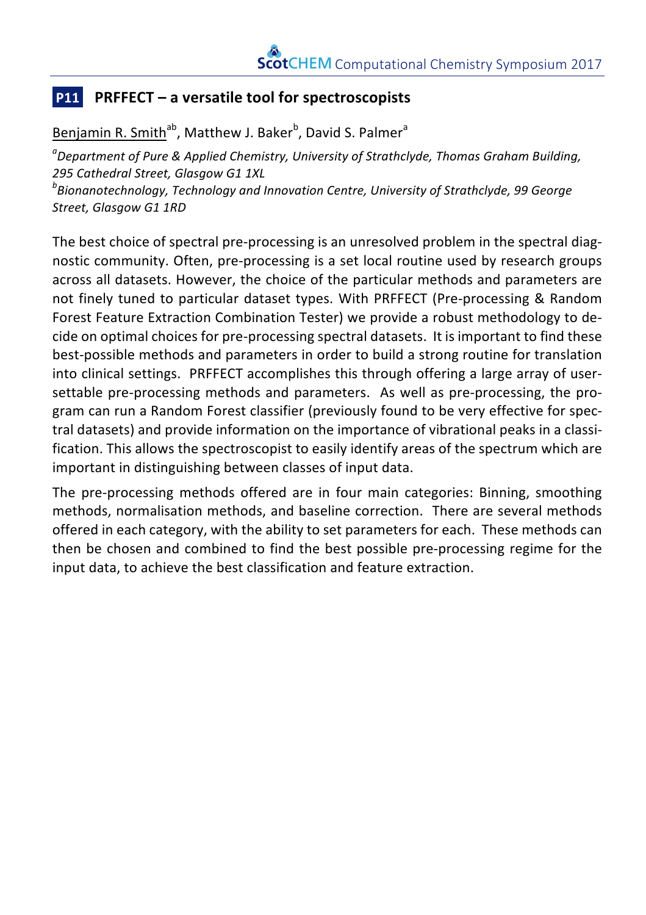## P11 PRFFECT – a versatile tool for spectroscopists

<u>Benjamin R. Smith</u>[ab], Matthew J. Baker[b], David S. Palmer[a]

[a] *Department of Pure & Applied Chemistry, University of Strathclyde, Thomas Graham Building, 295 Cathedral Street, Glasgow G1 1XL*

[b] *Bionanotechnology, Technology and Innovation Centre, University of Strathclyde, 99 George Street, Glasgow G1 1RD*

The best choice of spectral pre-processing is an unresolved problem in the spectral diagnostic community. Often, pre-processing is a set local routine used by research groups across all datasets. However, the choice of the particular methods and parameters are not finely tuned to particular dataset types. With PRFFECT (Pre-processing & Random Forest Feature Extraction Combination Tester) we provide a robust methodology to decide on optimal choices for pre-processing spectral datasets. It is important to find these best-possible methods and parameters in order to build a strong routine for translation into clinical settings. PRFFECT accomplishes this through offering a large array of user-settable pre-processing methods and parameters. As well as pre-processing, the program can run a Random Forest classifier (previously found to be very effective for spectral datasets) and provide information on the importance of vibrational peaks in a classification. This allows the spectroscopist to easily identify areas of the spectrum which are important in distinguishing between classes of input data.

The pre-processing methods offered are in four main categories: Binning, smoothing methods, normalisation methods, and baseline correction. There are several methods offered in each category, with the ability to set parameters for each. These methods can then be chosen and combined to find the best possible pre-processing regime for the input data, to achieve the best classification and feature extraction.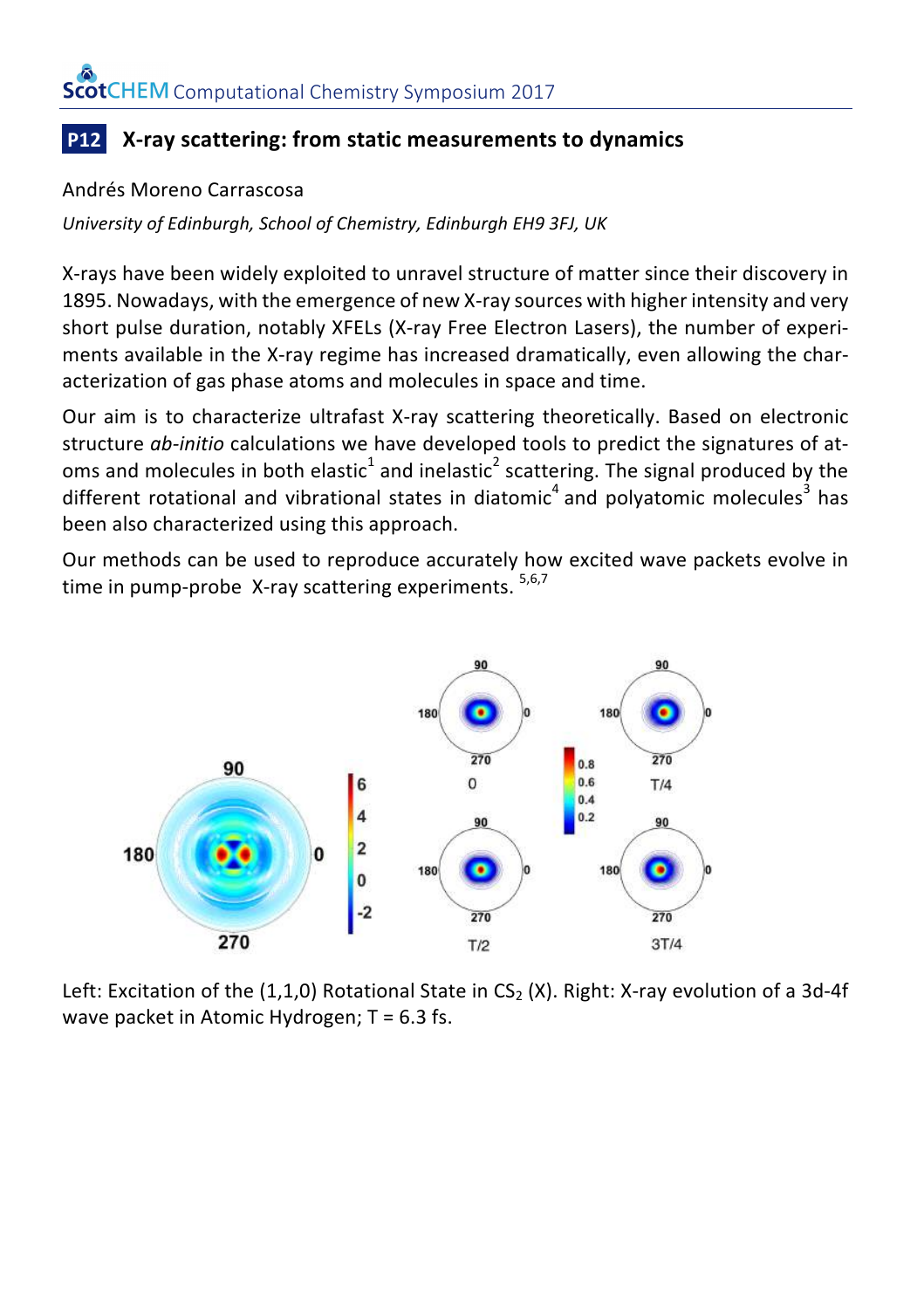## P12 X-ray scattering: from static measurements to dynamics

Andrés Moreno Carrascosa

*University of Edinburgh, School of Chemistry, Edinburgh EH9 3FJ, UK*

X-rays have been widely exploited to unravel structure of matter since their discovery in 1895. Nowadays, with the emergence of new X-ray sources with higher intensity and very short pulse duration, notably XFELs (X-ray Free Electron Lasers), the number of experiments available in the X-ray regime has increased dramatically, even allowing the characterization of gas phase atoms and molecules in space and time.

Our aim is to characterize ultrafast X-ray scattering theoretically. Based on electronic structure *ab-initio* calculations we have developed tools to predict the signatures of atoms and molecules in both elastic[1] and inelastic[2] scattering. The signal produced by the different rotational and vibrational states in diatomic[4] and polyatomic molecules[3] has been also characterized using this approach.

Our methods can be used to reproduce accurately how excited wave packets evolve in time in pump-probe X-ray scattering experiments. [5,6,7]

Left: Excitation of the (1,1,0) Rotational State in $CS_2$ (X). Right: X-ray evolution of a 3d-4f wave packet in Atomic Hydrogen; T = 6.3 fs.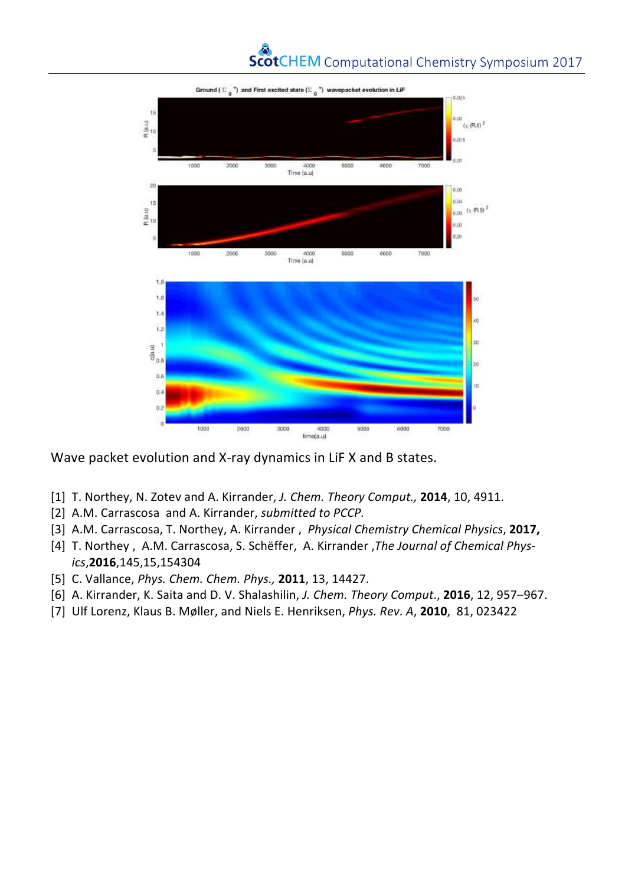Wave packet evolution and X-ray dynamics in LiF X and B states.

[1] T. Northey, N. Zotev and A. Kirrander, *J. Chem. Theory Comput.,* **2014**, 10, 4911.
[2] A.M. Carrascosa and A. Kirrander, *submitted to PCCP.*
[3] A.M. Carrascosa, T. Northey, A. Kirrander , *Physical Chemistry Chemical Physics*, **2017,**
[4] T. Northey , A.M. Carrascosa, S. Schëffer, A. Kirrander ,*The Journal of Chemical Physics*,**2016**,145,15,154304
[5] C. Vallance, *Phys. Chem. Chem. Phys.,* **2011**, 13, 14427.
[6] A. Kirrander, K. Saita and D. V. Shalashilin, *J. Chem. Theory Comput*., **2016**, 12, 957–967.
[7] Ulf Lorenz, Klaus B. Møller, and Niels E. Henriksen, *Phys. Rev*. *A*, **2010**, 81, 023422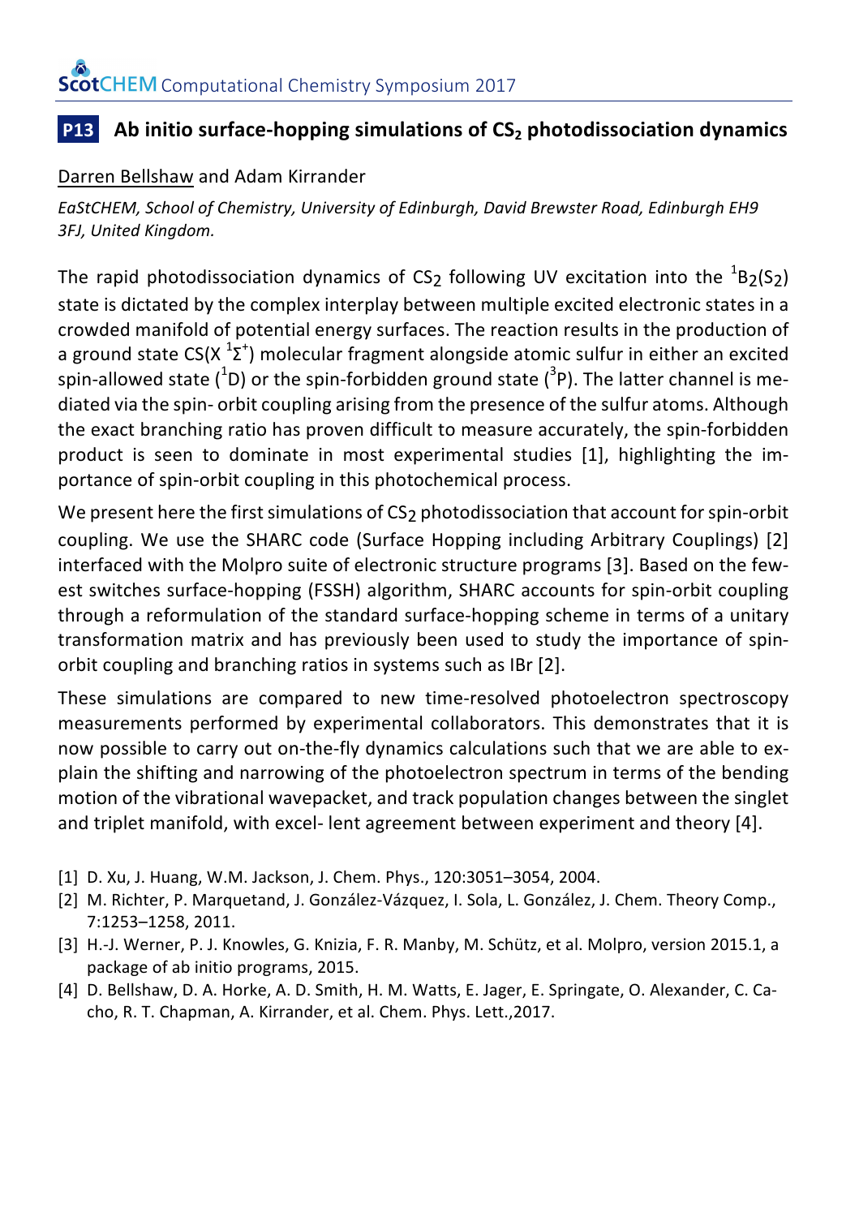## P13 Ab initio surface-hopping simulations of $CS_2$ photodissociation dynamics

Darren Bellshaw and Adam Kirrander

*EaStCHEM, School of Chemistry, University of Edinburgh, David Brewster Road, Edinburgh EH9 3FJ, United Kingdom.*

The rapid photodissociation dynamics of $CS_2$ following UV excitation into the $^1B_2(S_2)$ state is dictated by the complex interplay between multiple excited electronic states in a crowded manifold of potential energy surfaces. The reaction results in the production of a ground state CS(X $^1\Sigma^+$) molecular fragment alongside atomic sulfur in either an excited spin-allowed state ($^1$D) or the spin-forbidden ground state ($^3$P). The latter channel is mediated via the spin- orbit coupling arising from the presence of the sulfur atoms. Although the exact branching ratio has proven difficult to measure accurately, the spin-forbidden product is seen to dominate in most experimental studies [1], highlighting the importance of spin-orbit coupling in this photochemical process.

We present here the first simulations of $CS_2$ photodissociation that account for spin-orbit coupling. We use the SHARC code (Surface Hopping including Arbitrary Couplings) [2] interfaced with the Molpro suite of electronic structure programs [3]. Based on the fewest switches surface-hopping (FSSH) algorithm, SHARC accounts for spin-orbit coupling through a reformulation of the standard surface-hopping scheme in terms of a unitary transformation matrix and has previously been used to study the importance of spin-orbit coupling and branching ratios in systems such as IBr [2].

These simulations are compared to new time-resolved photoelectron spectroscopy measurements performed by experimental collaborators. This demonstrates that it is now possible to carry out on-the-fly dynamics calculations such that we are able to explain the shifting and narrowing of the photoelectron spectrum in terms of the bending motion of the vibrational wavepacket, and track population changes between the singlet and triplet manifold, with excel- lent agreement between experiment and theory [4].

[1] D. Xu, J. Huang, W.M. Jackson, J. Chem. Phys., 120:3051–3054, 2004.

[2] M. Richter, P. Marquetand, J. González-Vázquez, I. Sola, L. González, J. Chem. Theory Comp., 7:1253–1258, 2011.

[3] H.-J. Werner, P. J. Knowles, G. Knizia, F. R. Manby, M. Schütz, et al. Molpro, version 2015.1, a package of ab initio programs, 2015.

[4] D. Bellshaw, D. A. Horke, A. D. Smith, H. M. Watts, E. Jager, E. Springate, O. Alexander, C. Cacho, R. T. Chapman, A. Kirrander, et al. Chem. Phys. Lett.,2017.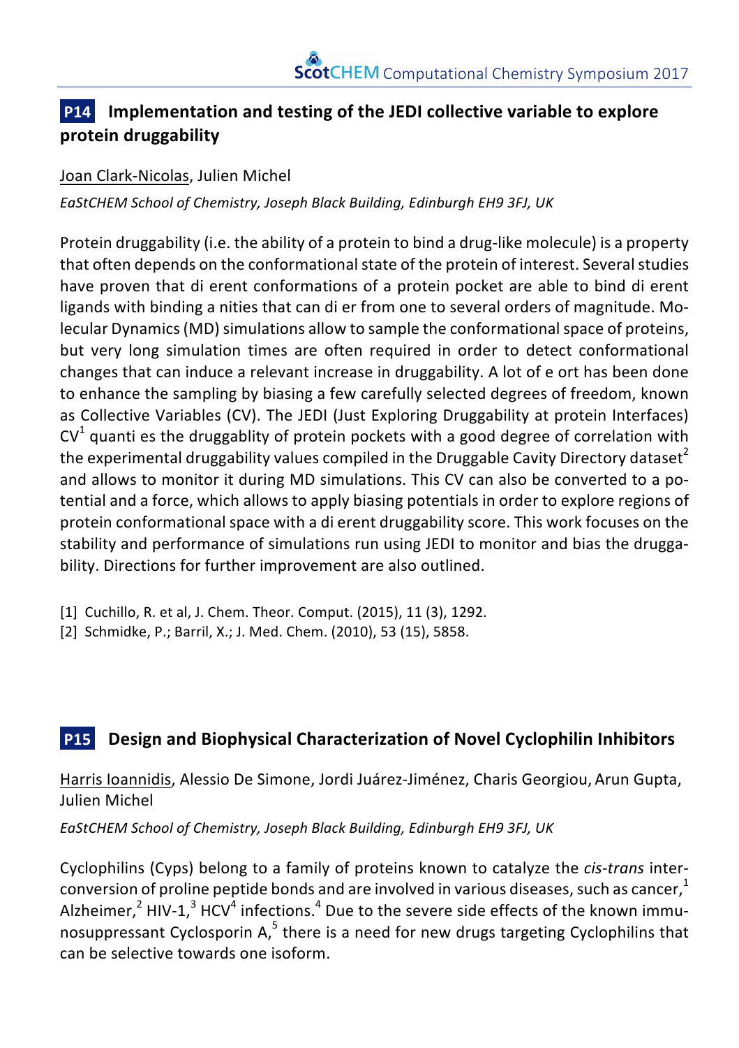## P14 Implementation and testing of the JEDI collective variable to explore protein druggability

Joan Clark-Nicolas, Julien Michel

*EaStCHEM School of Chemistry, Joseph Black Building, Edinburgh EH9 3FJ, UK*

Protein druggability (i.e. the ability of a protein to bind a drug-like molecule) is a property that often depends on the conformational state of the protein of interest. Several studies have proven that di erent conformations of a protein pocket are able to bind di erent ligands with binding a nities that can di er from one to several orders of magnitude. Molecular Dynamics (MD) simulations allow to sample the conformational space of proteins, but very long simulation times are often required in order to detect conformational changes that can induce a relevant increase in druggability. A lot of e ort has been done to enhance the sampling by biasing a few carefully selected degrees of freedom, known as Collective Variables (CV). The JEDI (Just Exploring Druggability at protein Interfaces) CV[1] quanti es the druggablity of protein pockets with a good degree of correlation with the experimental druggability values compiled in the Druggable Cavity Directory dataset[2] and allows to monitor it during MD simulations. This CV can also be converted to a potential and a force, which allows to apply biasing potentials in order to explore regions of protein conformational space with a di erent druggability score. This work focuses on the stability and performance of simulations run using JEDI to monitor and bias the druggability. Directions for further improvement are also outlined.

[1] Cuchillo, R. et al, J. Chem. Theor. Comput. (2015), 11 (3), 1292.
[2] Schmidke, P.; Barril, X.; J. Med. Chem. (2010), 53 (15), 5858.

## P15 Design and Biophysical Characterization of Novel Cyclophilin Inhibitors

Harris Ioannidis, Alessio De Simone, Jordi Juárez-Jiménez, Charis Georgiou, Arun Gupta, Julien Michel

*EaStCHEM School of Chemistry, Joseph Black Building, Edinburgh EH9 3FJ, UK*

Cyclophilins (Cyps) belong to a family of proteins known to catalyze the *cis-trans* interconversion of proline peptide bonds and are involved in various diseases, such as cancer,[1] Alzheimer,[2] HIV-1,[3] HCV[4] infections.[4] Due to the severe side effects of the known immunosuppressant Cyclosporin A,[5] there is a need for new drugs targeting Cyclophilins that can be selective towards one isoform.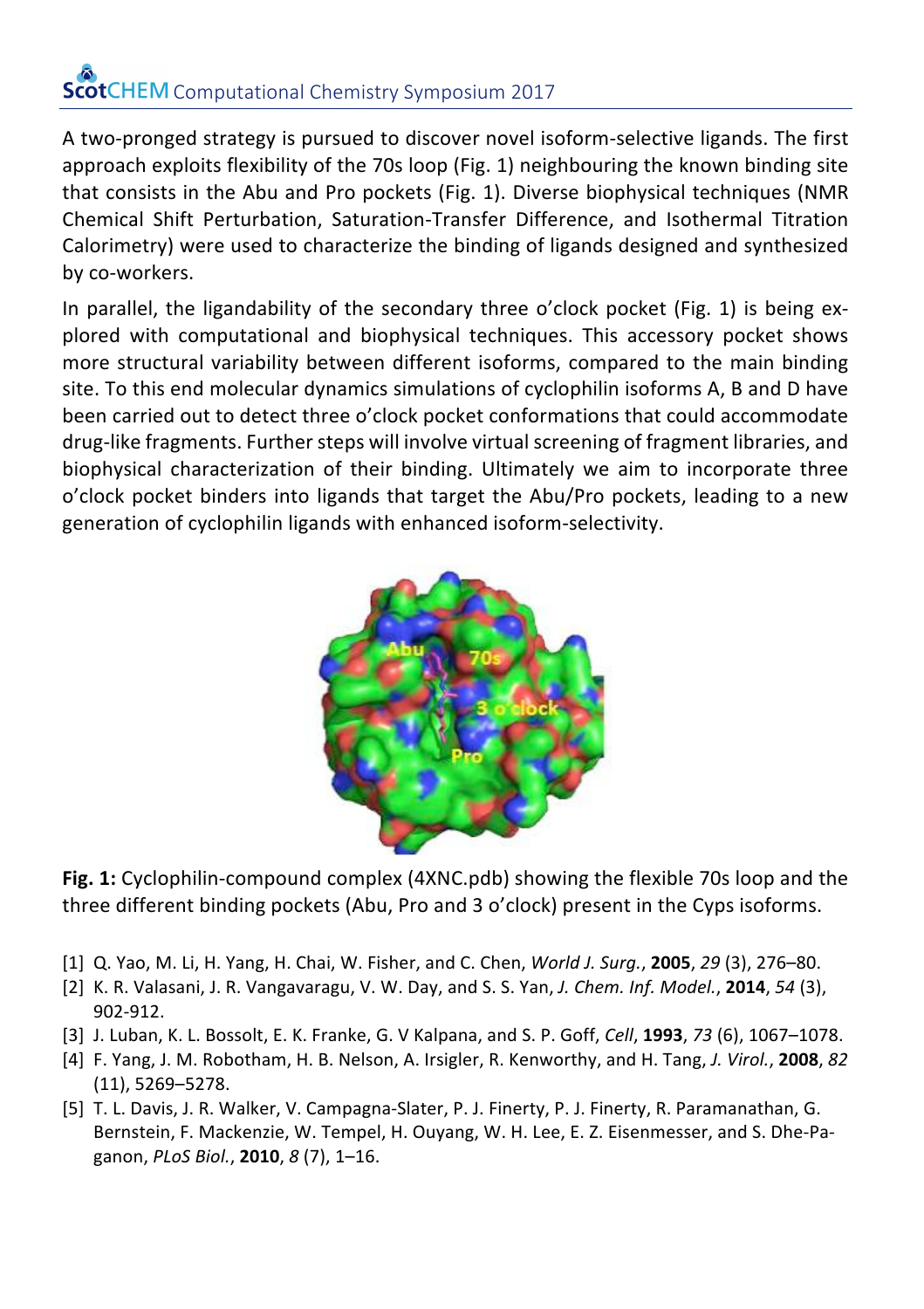A two-pronged strategy is pursued to discover novel isoform-selective ligands. The first approach exploits flexibility of the 70s loop (Fig. 1) neighbouring the known binding site that consists in the Abu and Pro pockets (Fig. 1). Diverse biophysical techniques (NMR Chemical Shift Perturbation, Saturation-Transfer Difference, and Isothermal Titration Calorimetry) were used to characterize the binding of ligands designed and synthesized by co-workers.

In parallel, the ligandability of the secondary three o'clock pocket (Fig. 1) is being explored with computational and biophysical techniques. This accessory pocket shows more structural variability between different isoforms, compared to the main binding site. To this end molecular dynamics simulations of cyclophilin isoforms A, B and D have been carried out to detect three o'clock pocket conformations that could accommodate drug-like fragments. Further steps will involve virtual screening of fragment libraries, and biophysical characterization of their binding. Ultimately we aim to incorporate three o'clock pocket binders into ligands that target the Abu/Pro pockets, leading to a new generation of cyclophilin ligands with enhanced isoform-selectivity.

**Fig. 1:** Cyclophilin-compound complex (4XNC.pdb) showing the flexible 70s loop and the three different binding pockets (Abu, Pro and 3 o'clock) present in the Cyps isoforms.

[1] Q. Yao, M. Li, H. Yang, H. Chai, W. Fisher, and C. Chen, *World J. Surg.*, **2005**, *29* (3), 276–80.
[2] K. R. Valasani, J. R. Vangavaragu, V. W. Day, and S. S. Yan, *J. Chem. Inf. Model.*, **2014**, *54* (3), 902-912.
[3] J. Luban, K. L. Bossolt, E. K. Franke, G. V Kalpana, and S. P. Goff, *Cell*, **1993**, *73* (6), 1067–1078.
[4] F. Yang, J. M. Robotham, H. B. Nelson, A. Irsigler, R. Kenworthy, and H. Tang, *J. Virol.*, **2008**, *82* (11), 5269–5278.
[5] T. L. Davis, J. R. Walker, V. Campagna-Slater, P. J. Finerty, P. J. Finerty, R. Paramanathan, G. Bernstein, F. Mackenzie, W. Tempel, H. Ouyang, W. H. Lee, E. Z. Eisenmesser, and S. Dhe-Paganon, *PLoS Biol.*, **2010**, *8* (7), 1–16.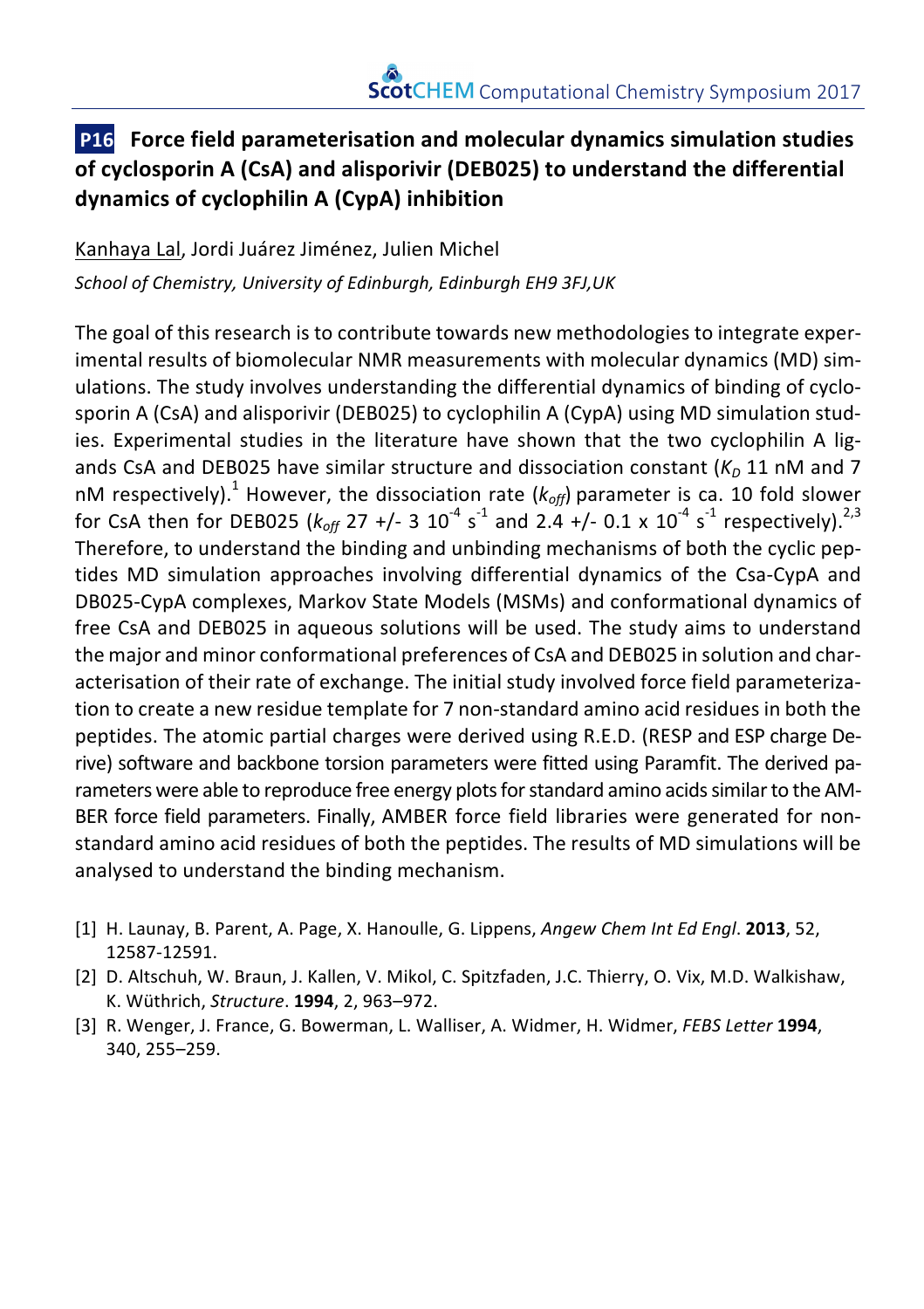## P16 Force field parameterisation and molecular dynamics simulation studies of cyclosporin A (CsA) and alisporivir (DEB025) to understand the differential dynamics of cyclophilin A (CypA) inhibition

Kanhaya Lal, Jordi Juárez Jiménez, Julien Michel

*School of Chemistry, University of Edinburgh, Edinburgh EH9 3FJ,UK*

The goal of this research is to contribute towards new methodologies to integrate experimental results of biomolecular NMR measurements with molecular dynamics (MD) simulations. The study involves understanding the differential dynamics of binding of cyclosporin A (CsA) and alisporivir (DEB025) to cyclophilin A (CypA) using MD simulation studies. Experimental studies in the literature have shown that the two cyclophilin A ligands CsA and DEB025 have similar structure and dissociation constant ($K_D$ 11 nM and 7 nM respectively).[1] However, the dissociation rate ($k_{off}$) parameter is ca. 10 fold slower for CsA then for DEB025 ($k_{off}$ 27 +/- 3 $10^{-4}$ $s^{-1}$ and 2.4 +/- 0.1 x $10^{-4}$ $s^{-1}$ respectively).[2,3] Therefore, to understand the binding and unbinding mechanisms of both the cyclic peptides MD simulation approaches involving differential dynamics of the Csa-CypA and DB025-CypA complexes, Markov State Models (MSMs) and conformational dynamics of free CsA and DEB025 in aqueous solutions will be used. The study aims to understand the major and minor conformational preferences of CsA and DEB025 in solution and characterisation of their rate of exchange. The initial study involved force field parameterization to create a new residue template for 7 non-standard amino acid residues in both the peptides. The atomic partial charges were derived using R.E.D. (RESP and ESP charge Derive) software and backbone torsion parameters were fitted using Paramfit. The derived parameters were able to reproduce free energy plots for standard amino acids similar to the AMBER force field parameters. Finally, AMBER force field libraries were generated for non-standard amino acid residues of both the peptides. The results of MD simulations will be analysed to understand the binding mechanism.

[1] H. Launay, B. Parent, A. Page, X. Hanoulle, G. Lippens, *Angew Chem Int Ed Engl*. **2013**, 52, 12587-12591.

[2] D. Altschuh, W. Braun, J. Kallen, V. Mikol, C. Spitzfaden, J.C. Thierry, O. Vix, M.D. Walkishaw, K. Wüthrich, *Structure*. **1994**, 2, 963–972.

[3] R. Wenger, J. France, G. Bowerman, L. Walliser, A. Widmer, H. Widmer, *FEBS Letter* **1994**, 340, 255–259.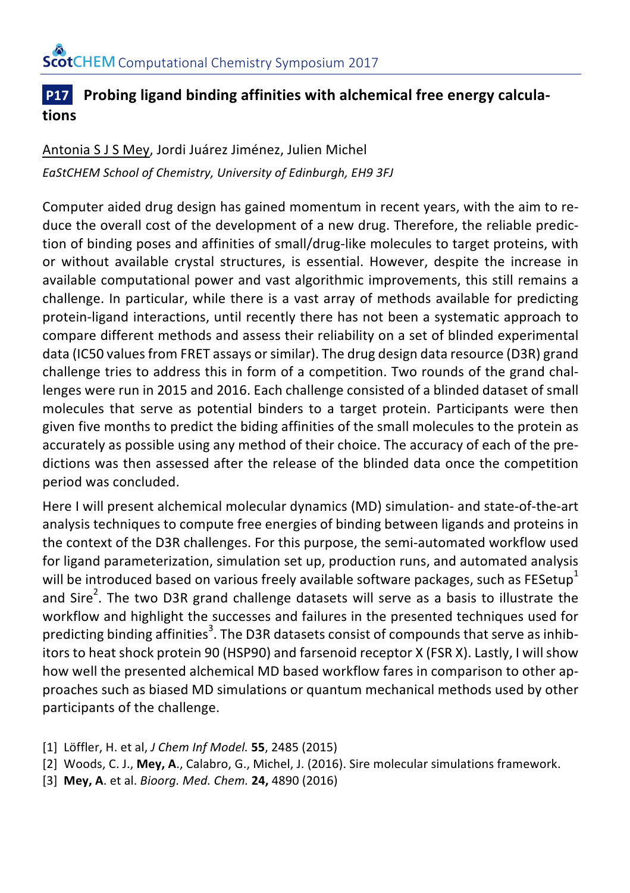## P17 Probing ligand binding affinities with alchemical free energy calculations

<u>Antonia S J S Mey</u>, Jordi Juárez Jiménez, Julien Michel

*EaStCHEM School of Chemistry, University of Edinburgh, EH9 3FJ*

Computer aided drug design has gained momentum in recent years, with the aim to reduce the overall cost of the development of a new drug. Therefore, the reliable prediction of binding poses and affinities of small/drug-like molecules to target proteins, with or without available crystal structures, is essential. However, despite the increase in available computational power and vast algorithmic improvements, this still remains a challenge. In particular, while there is a vast array of methods available for predicting protein-ligand interactions, until recently there has not been a systematic approach to compare different methods and assess their reliability on a set of blinded experimental data (IC50 values from FRET assays or similar). The drug design data resource (D3R) grand challenge tries to address this in form of a competition. Two rounds of the grand challenges were run in 2015 and 2016. Each challenge consisted of a blinded dataset of small molecules that serve as potential binders to a target protein. Participants were then given five months to predict the biding affinities of the small molecules to the protein as accurately as possible using any method of their choice. The accuracy of each of the predictions was then assessed after the release of the blinded data once the competition period was concluded.

Here I will present alchemical molecular dynamics (MD) simulation- and state-of-the-art analysis techniques to compute free energies of binding between ligands and proteins in the context of the D3R challenges. For this purpose, the semi-automated workflow used for ligand parameterization, simulation set up, production runs, and automated analysis will be introduced based on various freely available software packages, such as FESetup[1] and Sire[2]. The two D3R grand challenge datasets will serve as a basis to illustrate the workflow and highlight the successes and failures in the presented techniques used for predicting binding affinities[3]. The D3R datasets consist of compounds that serve as inhibitors to heat shock protein 90 (HSP90) and farsenoid receptor X (FSR X). Lastly, I will show how well the presented alchemical MD based workflow fares in comparison to other approaches such as biased MD simulations or quantum mechanical methods used by other participants of the challenge.

[1] Löffler, H. et al, *J Chem Inf Model.* **55**, 2485 (2015)

[2] Woods, C. J., **Mey, A.**, Calabro, G., Michel, J. (2016). Sire molecular simulations framework.

[3] **Mey, A.** et al. *Bioorg. Med. Chem.* **24,** 4890 (2016)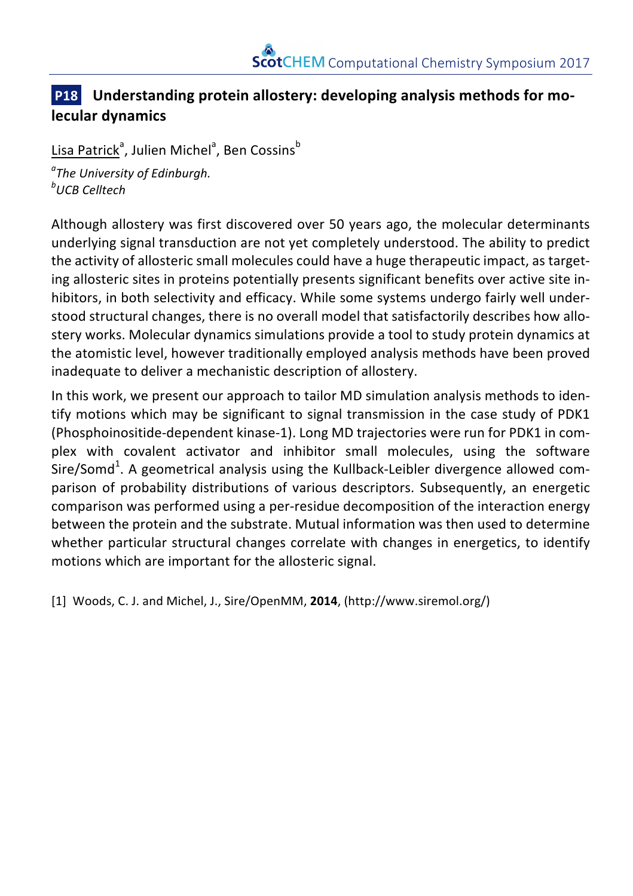## P18 Understanding protein allostery: developing analysis methods for molecular dynamics

Lisa Patrick[a], Julien Michel[a], Ben Cossins[b]

[a]*The University of Edinburgh.*
[b]*UCB Celltech*

Although allostery was first discovered over 50 years ago, the molecular determinants underlying signal transduction are not yet completely understood. The ability to predict the activity of allosteric small molecules could have a huge therapeutic impact, as targeting allosteric sites in proteins potentially presents significant benefits over active site inhibitors, in both selectivity and efficacy. While some systems undergo fairly well understood structural changes, there is no overall model that satisfactorily describes how allostery works. Molecular dynamics simulations provide a tool to study protein dynamics at the atomistic level, however traditionally employed analysis methods have been proved inadequate to deliver a mechanistic description of allostery.

In this work, we present our approach to tailor MD simulation analysis methods to identify motions which may be significant to signal transmission in the case study of PDK1 (Phosphoinositide-dependent kinase-1). Long MD trajectories were run for PDK1 in complex with covalent activator and inhibitor small molecules, using the software Sire/Somd[1]. A geometrical analysis using the Kullback-Leibler divergence allowed comparison of probability distributions of various descriptors. Subsequently, an energetic comparison was performed using a per-residue decomposition of the interaction energy between the protein and the substrate. Mutual information was then used to determine whether particular structural changes correlate with changes in energetics, to identify motions which are important for the allosteric signal.

[1] Woods, C. J. and Michel, J., Sire/OpenMM, **2014**, (http://www.siremol.org/)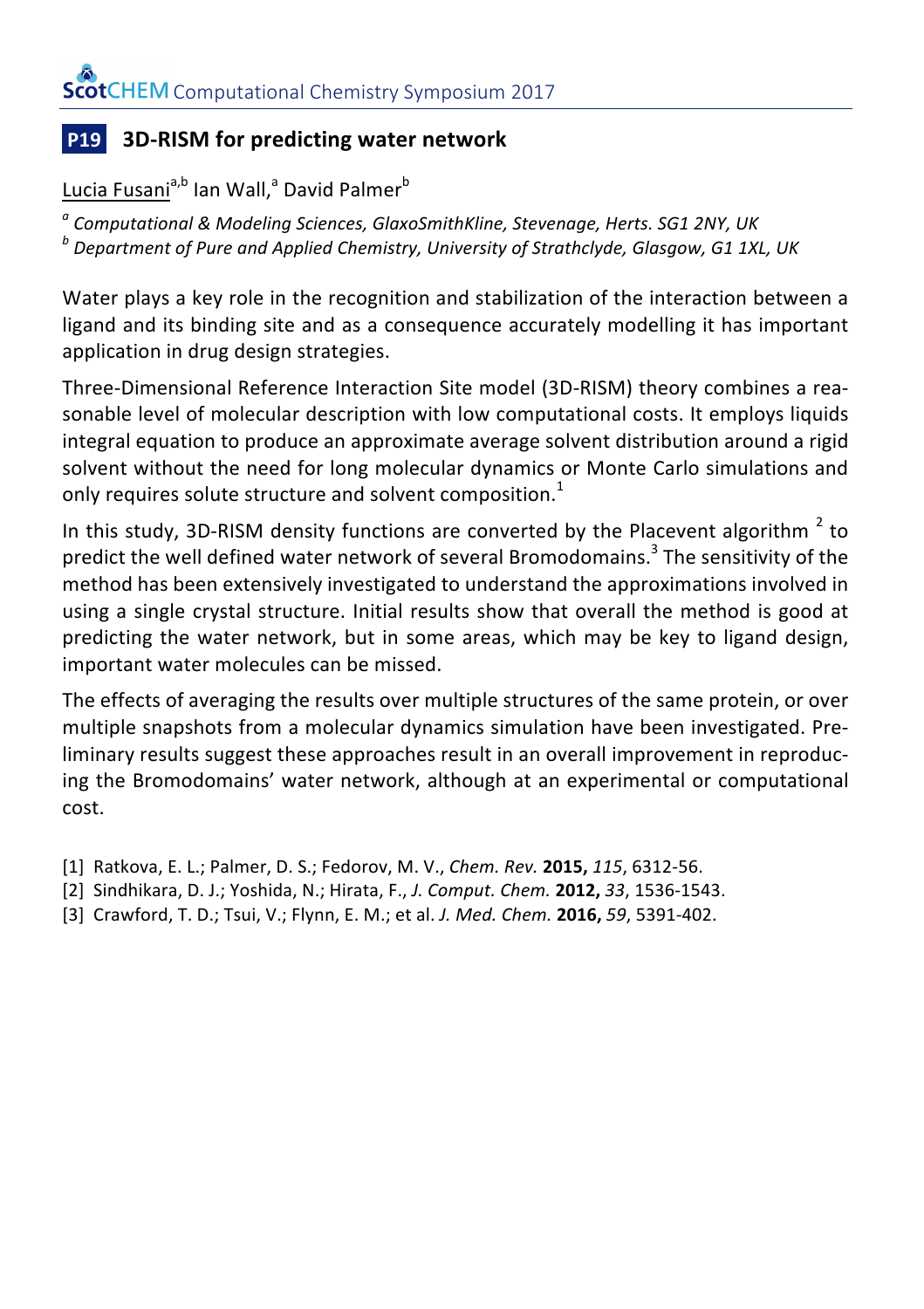## P19 3D-RISM for predicting water network

Lucia Fusani[a,b] Ian Wall,[a] David Palmer[b]

[a] *Computational & Modeling Sciences, GlaxoSmithKline, Stevenage, Herts. SG1 2NY, UK*
[b] *Department of Pure and Applied Chemistry, University of Strathclyde, Glasgow, G1 1XL, UK*

Water plays a key role in the recognition and stabilization of the interaction between a ligand and its binding site and as a consequence accurately modelling it has important application in drug design strategies.

Three-Dimensional Reference Interaction Site model (3D-RISM) theory combines a reasonable level of molecular description with low computational costs. It employs liquids integral equation to produce an approximate average solvent distribution around a rigid solvent without the need for long molecular dynamics or Monte Carlo simulations and only requires solute structure and solvent composition.[1]

In this study, 3D-RISM density functions are converted by the Placevent algorithm [2] to predict the well defined water network of several Bromodomains.[3] The sensitivity of the method has been extensively investigated to understand the approximations involved in using a single crystal structure. Initial results show that overall the method is good at predicting the water network, but in some areas, which may be key to ligand design, important water molecules can be missed.

The effects of averaging the results over multiple structures of the same protein, or over multiple snapshots from a molecular dynamics simulation have been investigated. Preliminary results suggest these approaches result in an overall improvement in reproducing the Bromodomains' water network, although at an experimental or computational cost.

[1] Ratkova, E. L.; Palmer, D. S.; Fedorov, M. V., *Chem. Rev.* **2015,** *115*, 6312-56.
[2] Sindhikara, D. J.; Yoshida, N.; Hirata, F., *J. Comput. Chem.* **2012,** *33*, 1536-1543.
[3] Crawford, T. D.; Tsui, V.; Flynn, E. M.; et al. *J. Med. Chem.* **2016,** *59*, 5391-402.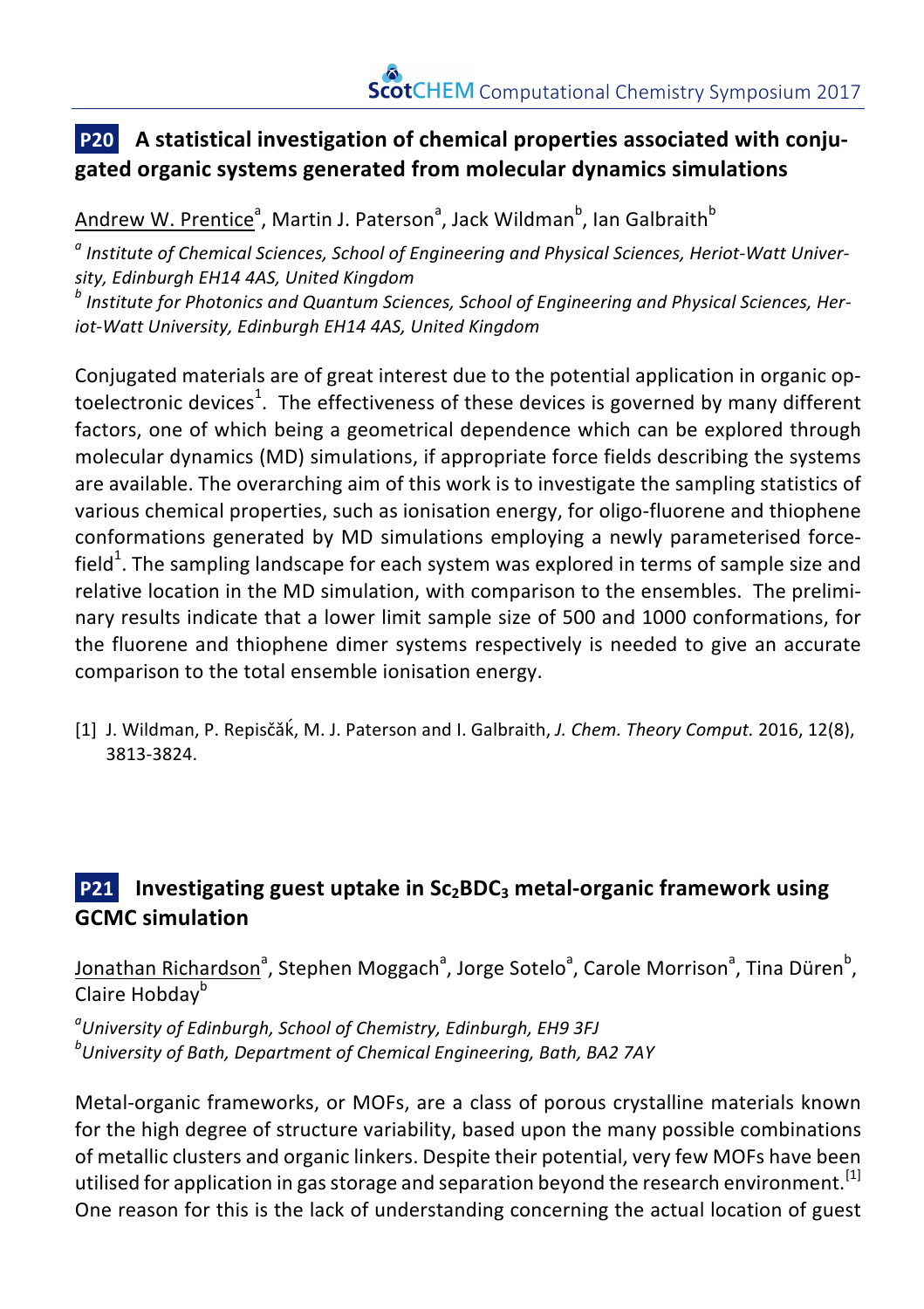## P20 A statistical investigation of chemical properties associated with conjugated organic systems generated from molecular dynamics simulations

Andrew W. Prentice[a], Martin J. Paterson[a], Jack Wildman[b], Ian Galbraith[b]

[a] *Institute of Chemical Sciences, School of Engineering and Physical Sciences, Heriot-Watt University, Edinburgh EH14 4AS, United Kingdom*
[b] *Institute for Photonics and Quantum Sciences, School of Engineering and Physical Sciences, Heriot-Watt University, Edinburgh EH14 4AS, United Kingdom*

Conjugated materials are of great interest due to the potential application in organic optoelectronic devices[1]. The effectiveness of these devices is governed by many different factors, one of which being a geometrical dependence which can be explored through molecular dynamics (MD) simulations, if appropriate force fields describing the systems are available. The overarching aim of this work is to investigate the sampling statistics of various chemical properties, such as ionisation energy, for oligo-fluorene and thiophene conformations generated by MD simulations employing a newly parameterised force-field[1]. The sampling landscape for each system was explored in terms of sample size and relative location in the MD simulation, with comparison to the ensembles. The preliminary results indicate that a lower limit sample size of 500 and 1000 conformations, for the fluorene and thiophene dimer systems respectively is needed to give an accurate comparison to the total ensemble ionisation energy.

[1] J. Wildman, P. Repisčăḱ, M. J. Paterson and I. Galbraith, *J. Chem. Theory Comput.* 2016, 12(8), 3813-3824.

## P21 Investigating guest uptake in $Sc_2BDC_3$ metal-organic framework using GCMC simulation

Jonathan Richardson[a], Stephen Moggach[a], Jorge Sotelo[a], Carole Morrison[a], Tina Düren[b], Claire Hobday[b]

[a] *University of Edinburgh, School of Chemistry, Edinburgh, EH9 3FJ*
[b] *University of Bath, Department of Chemical Engineering, Bath, BA2 7AY*

Metal-organic frameworks, or MOFs, are a class of porous crystalline materials known for the high degree of structure variability, based upon the many possible combinations of metallic clusters and organic linkers. Despite their potential, very few MOFs have been utilised for application in gas storage and separation beyond the research environment.[1] One reason for this is the lack of understanding concerning the actual location of guest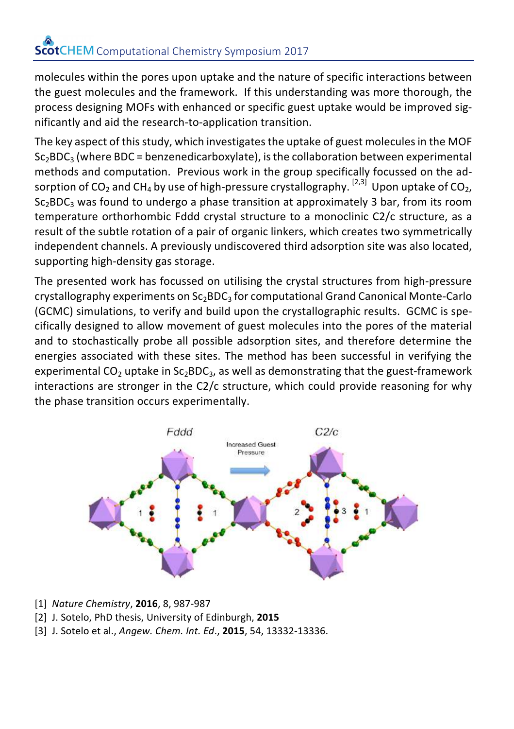molecules within the pores upon uptake and the nature of specific interactions between the guest molecules and the framework. If this understanding was more thorough, the process designing MOFs with enhanced or specific guest uptake would be improved significantly and aid the research-to-application transition.

The key aspect of this study, which investigates the uptake of guest molecules in the MOF $Sc_2BDC_3$ (where BDC = benzenedicarboxylate), is the collaboration between experimental methods and computation. Previous work in the group specifically focussed on the adsorption of $CO_2$ and $CH_4$ by use of high-pressure crystallography. [2,3] Upon uptake of $CO_2$, $Sc_2BDC_3$ was found to undergo a phase transition at approximately 3 bar, from its room temperature orthorhombic Fddd crystal structure to a monoclinic C2/c structure, as a result of the subtle rotation of a pair of organic linkers, which creates two symmetrically independent channels. A previously undiscovered third adsorption site was also located, supporting high-density gas storage.

The presented work has focussed on utilising the crystal structures from high-pressure crystallography experiments on $Sc_2BDC_3$ for computational Grand Canonical Monte-Carlo (GCMC) simulations, to verify and build upon the crystallographic results. GCMC is specifically designed to allow movement of guest molecules into the pores of the material and to stochastically probe all possible adsorption sites, and therefore determine the energies associated with these sites. The method has been successful in verifying the experimental $CO_2$ uptake in $Sc_2BDC_3$, as well as demonstrating that the guest-framework interactions are stronger in the C2/c structure, which could provide reasoning for why the phase transition occurs experimentally.

[1] *Nature Chemistry*, **2016**, 8, 987-987
[2] J. Sotelo, PhD thesis, University of Edinburgh, **2015**
[3] J. Sotelo et al., *Angew. Chem. Int. Ed.*, **2015**, 54, 13332-13336.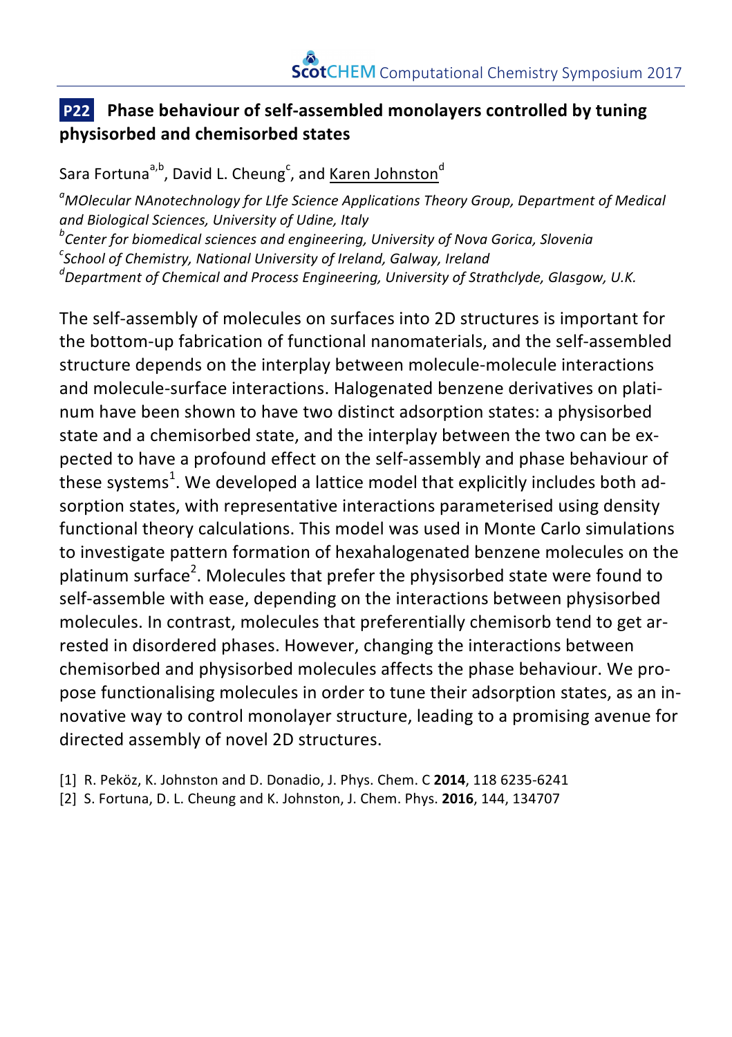## P22 Phase behaviour of self-assembled monolayers controlled by tuning physisorbed and chemisorbed states

Sara Fortuna[a,b], David L. Cheung[c], and Karen Johnston[d]

*[a]MOlecular NAnotechnology for LIfe Science Applications Theory Group, Department of Medical and Biological Sciences, University of Udine, Italy*
*[b]Center for biomedical sciences and engineering, University of Nova Gorica, Slovenia*
*[c]School of Chemistry, National University of Ireland, Galway, Ireland*
*[d]Department of Chemical and Process Engineering, University of Strathclyde, Glasgow, U.K.*

The self-assembly of molecules on surfaces into 2D structures is important for the bottom-up fabrication of functional nanomaterials, and the self-assembled structure depends on the interplay between molecule-molecule interactions and molecule-surface interactions. Halogenated benzene derivatives on platinum have been shown to have two distinct adsorption states: a physisorbed state and a chemisorbed state, and the interplay between the two can be expected to have a profound effect on the self-assembly and phase behaviour of these systems[1]. We developed a lattice model that explicitly includes both adsorption states, with representative interactions parameterised using density functional theory calculations. This model was used in Monte Carlo simulations to investigate pattern formation of hexahalogenated benzene molecules on the platinum surface[2]. Molecules that prefer the physisorbed state were found to self-assemble with ease, depending on the interactions between physisorbed molecules. In contrast, molecules that preferentially chemisorb tend to get arrested in disordered phases. However, changing the interactions between chemisorbed and physisorbed molecules affects the phase behaviour. We propose functionalising molecules in order to tune their adsorption states, as an innovative way to control monolayer structure, leading to a promising avenue for directed assembly of novel 2D structures.

[1] R. Peköz, K. Johnston and D. Donadio, J. Phys. Chem. C **2014**, 118 6235-6241
[2] S. Fortuna, D. L. Cheung and K. Johnston, J. Chem. Phys. **2016**, 144, 134707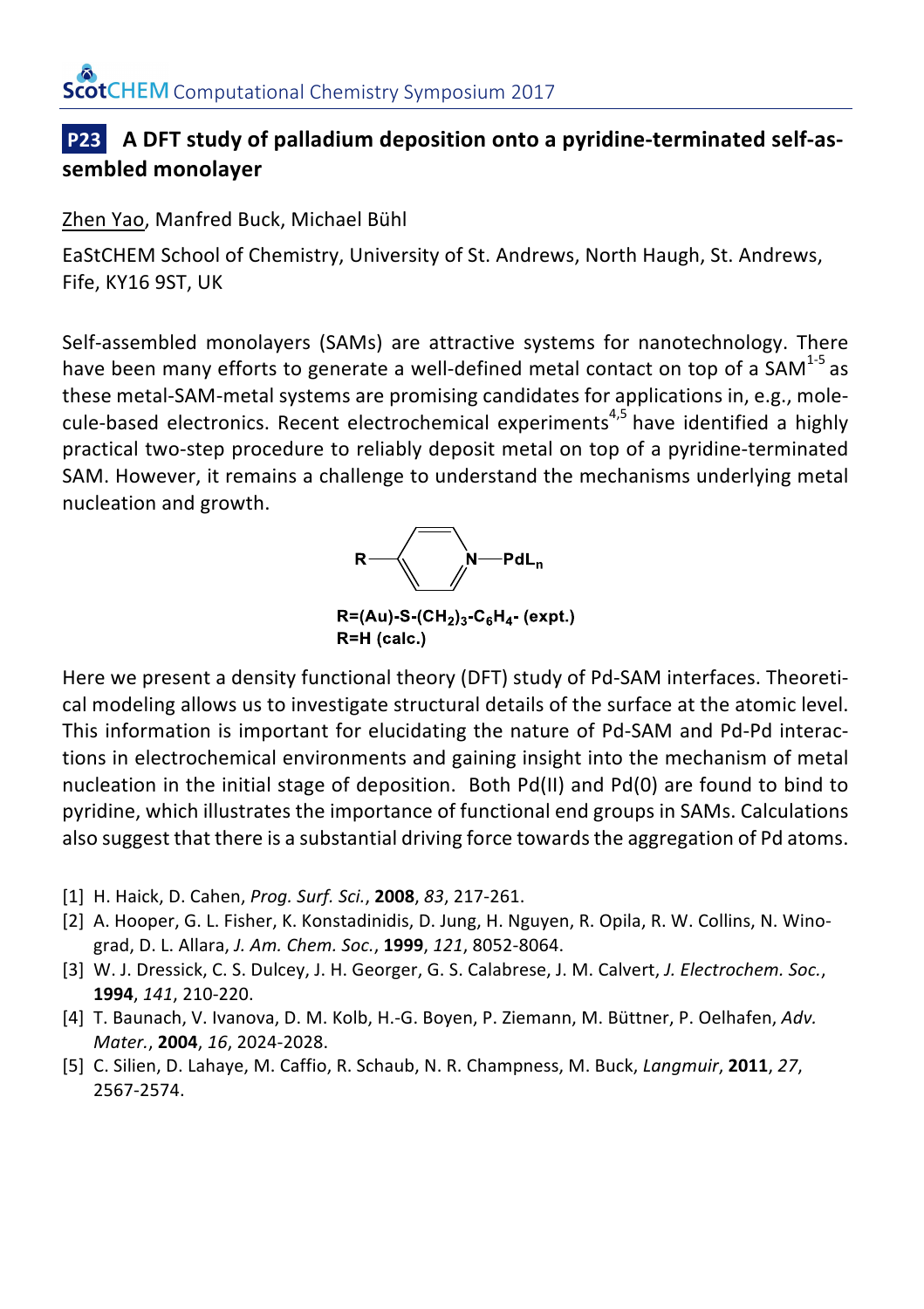## P23 A DFT study of palladium deposition onto a pyridine-terminated self-assembled monolayer

Zhen Yao, Manfred Buck, Michael Bühl

EaStCHEM School of Chemistry, University of St. Andrews, North Haugh, St. Andrews, Fife, KY16 9ST, UK

Self-assembled monolayers (SAMs) are attractive systems for nanotechnology. There have been many efforts to generate a well-defined metal contact on top of a SAM[1-5] as these metal-SAM-metal systems are promising candidates for applications in, e.g., molecule-based electronics. Recent electrochemical experiments[4,5] have identified a highly practical two-step procedure to reliably deposit metal on top of a pyridine-terminated SAM. However, it remains a challenge to understand the mechanisms underlying metal nucleation and growth.

R—(pyridine)N—$PdL_n$

R=(Au)-S-$(CH_2)_3$-$C_6H_4$- (expt.)
R=H (calc.)

Here we present a density functional theory (DFT) study of Pd-SAM interfaces. Theoretical modeling allows us to investigate structural details of the surface at the atomic level. This information is important for elucidating the nature of Pd-SAM and Pd-Pd interactions in electrochemical environments and gaining insight into the mechanism of metal nucleation in the initial stage of deposition. Both Pd(II) and Pd(0) are found to bind to pyridine, which illustrates the importance of functional end groups in SAMs. Calculations also suggest that there is a substantial driving force towards the aggregation of Pd atoms.

[1] H. Haick, D. Cahen, *Prog. Surf. Sci.*, **2008**, *83*, 217-261.
[2] A. Hooper, G. L. Fisher, K. Konstadinidis, D. Jung, H. Nguyen, R. Opila, R. W. Collins, N. Winograd, D. L. Allara, *J. Am. Chem. Soc.*, **1999**, *121*, 8052-8064.
[3] W. J. Dressick, C. S. Dulcey, J. H. Georger, G. S. Calabrese, J. M. Calvert, *J. Electrochem. Soc.*, **1994**, *141*, 210-220.
[4] T. Baunach, V. Ivanova, D. M. Kolb, H.-G. Boyen, P. Ziemann, M. Büttner, P. Oelhafen, *Adv. Mater.*, **2004**, *16*, 2024-2028.
[5] C. Silien, D. Lahaye, M. Caffio, R. Schaub, N. R. Champness, M. Buck, *Langmuir*, **2011**, *27*, 2567-2574.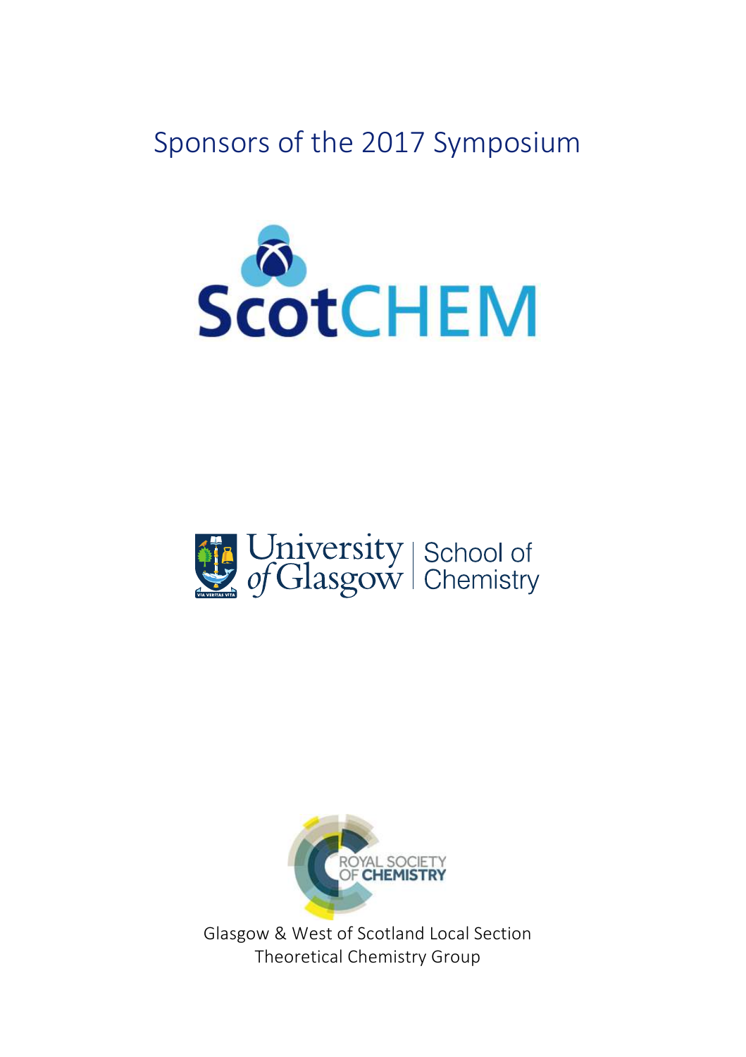# Sponsors of the 2017 Symposium

ScotCHEM

University of Glasgow | School of Chemistry

ROYAL SOCIETY OF CHEMISTRY

Glasgow & West of Scotland Local Section
Theoretical Chemistry Group